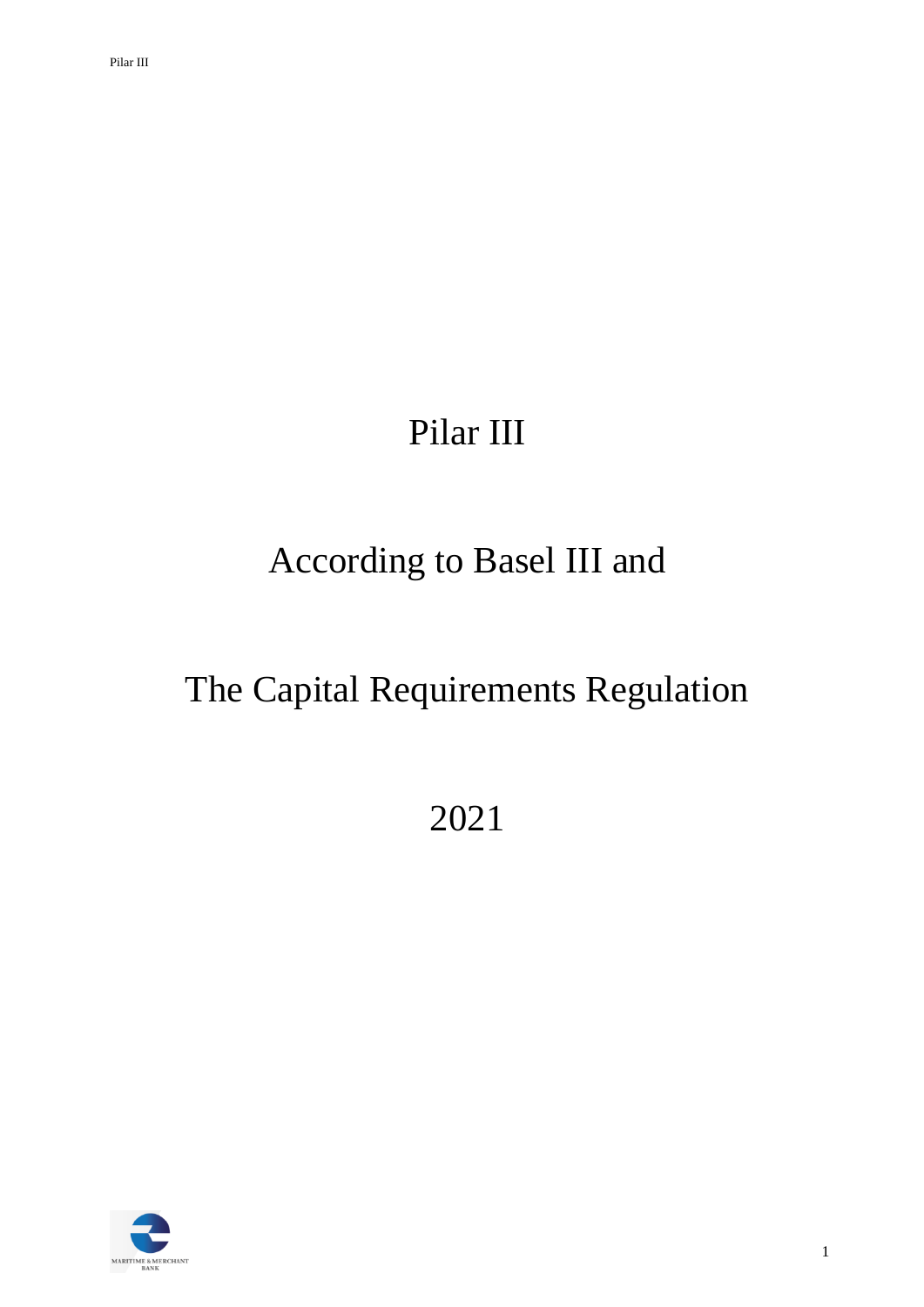# Pilar III

# According to Basel III and

# The Capital Requirements Regulation

# 2021

MARITIME & MERCHANT BANK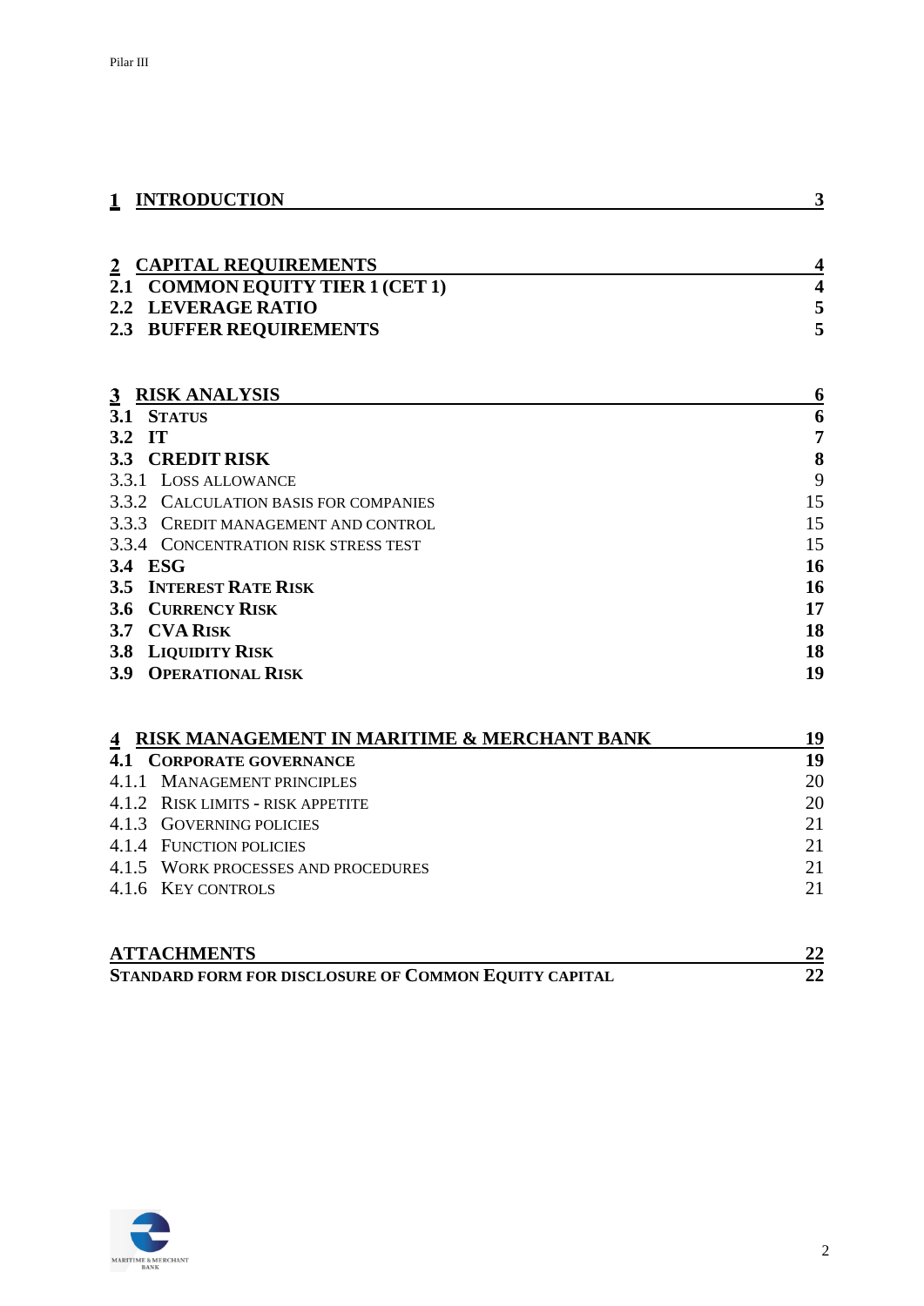| | |
|---|---|
| **1 INTRODUCTION** | **3** |
| | |
| **2 CAPITAL REQUIREMENTS** | **4** |
| **2.1 COMMON EQUITY TIER 1 (CET 1)** | **4** |
| **2.2 LEVERAGE RATIO** | **5** |
| **2.3 BUFFER REQUIREMENTS** | **5** |
| | |
| **3 RISK ANALYSIS** | **6** |
| **3.1 STATUS** | **6** |
| **3.2 IT** | **7** |
| **3.3 CREDIT RISK** | **8** |
| 3.3.1 LOSS ALLOWANCE | 9 |
| 3.3.2 CALCULATION BASIS FOR COMPANIES | 15 |
| 3.3.3 CREDIT MANAGEMENT AND CONTROL | 15 |
| 3.3.4 CONCENTRATION RISK STRESS TEST | 15 |
| **3.4 ESG** | **16** |
| **3.5 INTEREST RATE RISK** | **16** |
| **3.6 CURRENCY RISK** | **17** |
| **3.7 CVA RISK** | **18** |
| **3.8 LIQUIDITY RISK** | **18** |
| **3.9 OPERATIONAL RISK** | **19** |
| | |
| **4 RISK MANAGEMENT IN MARITIME & MERCHANT BANK** | **19** |
| **4.1 CORPORATE GOVERNANCE** | **19** |
| 4.1.1 MANAGEMENT PRINCIPLES | 20 |
| 4.1.2 RISK LIMITS - RISK APPETITE | 20 |
| 4.1.3 GOVERNING POLICIES | 21 |
| 4.1.4 FUNCTION POLICIES | 21 |
| 4.1.5 WORK PROCESSES AND PROCEDURES | 21 |
| 4.1.6 KEY CONTROLS | 21 |
| | |
| **ATTACHMENTS** | **22** |
| **STANDARD FORM FOR DISCLOSURE OF COMMON EQUITY CAPITAL** | **22** |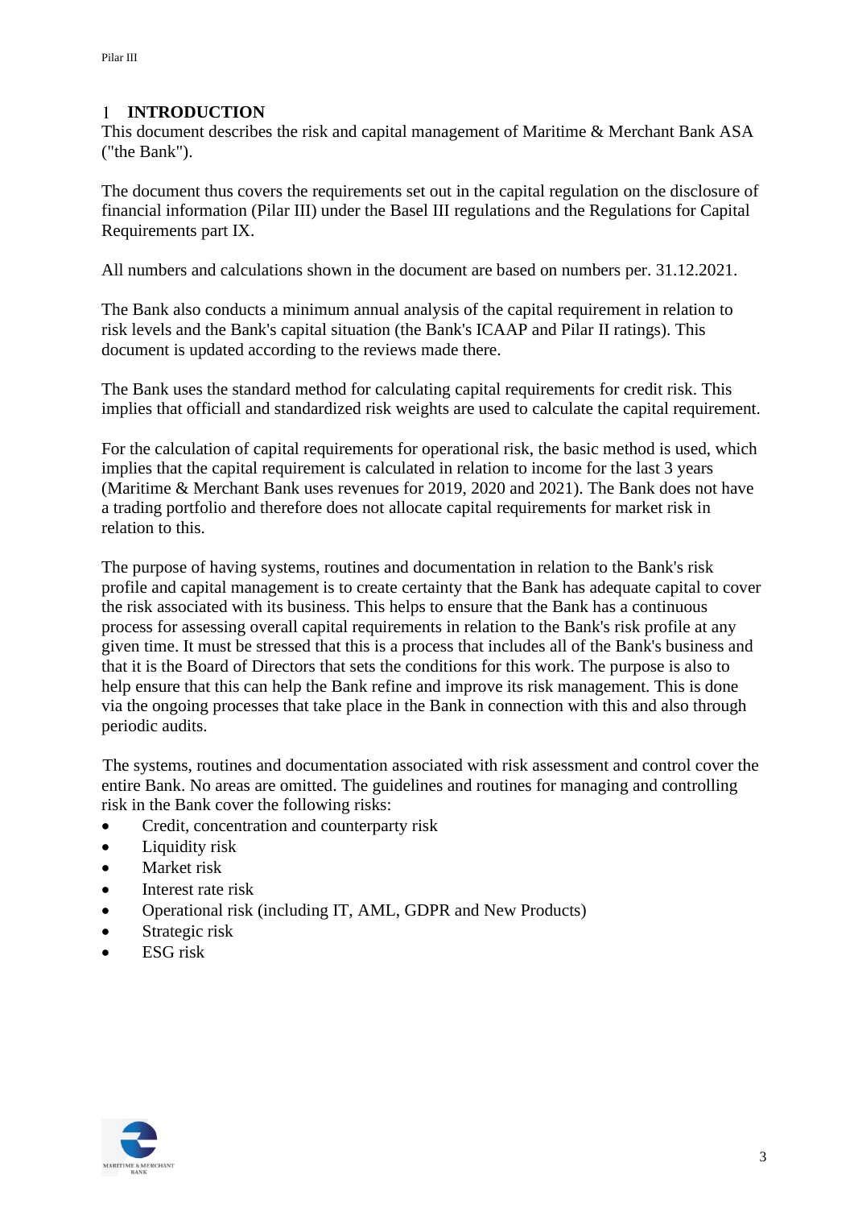# 1 INTRODUCTION

This document describes the risk and capital management of Maritime & Merchant Bank ASA ("the Bank").

The document thus covers the requirements set out in the capital regulation on the disclosure of financial information (Pilar III) under the Basel III regulations and the Regulations for Capital Requirements part IX.

All numbers and calculations shown in the document are based on numbers per. 31.12.2021.

The Bank also conducts a minimum annual analysis of the capital requirement in relation to risk levels and the Bank's capital situation (the Bank's ICAAP and Pilar II ratings). This document is updated according to the reviews made there.

The Bank uses the standard method for calculating capital requirements for credit risk. This implies that officiall and standardized risk weights are used to calculate the capital requirement.

For the calculation of capital requirements for operational risk, the basic method is used, which implies that the capital requirement is calculated in relation to income for the last 3 years (Maritime & Merchant Bank uses revenues for 2019, 2020 and 2021). The Bank does not have a trading portfolio and therefore does not allocate capital requirements for market risk in relation to this.

The purpose of having systems, routines and documentation in relation to the Bank's risk profile and capital management is to create certainty that the Bank has adequate capital to cover the risk associated with its business. This helps to ensure that the Bank has a continuous process for assessing overall capital requirements in relation to the Bank's risk profile at any given time. It must be stressed that this is a process that includes all of the Bank's business and that it is the Board of Directors that sets the conditions for this work. The purpose is also to help ensure that this can help the Bank refine and improve its risk management. This is done via the ongoing processes that take place in the Bank in connection with this and also through periodic audits.

The systems, routines and documentation associated with risk assessment and control cover the entire Bank. No areas are omitted. The guidelines and routines for managing and controlling risk in the Bank cover the following risks:

- Credit, concentration and counterparty risk
- Liquidity risk
- Market risk
- Interest rate risk
- Operational risk (including IT, AML, GDPR and New Products)
- Strategic risk
- ESG risk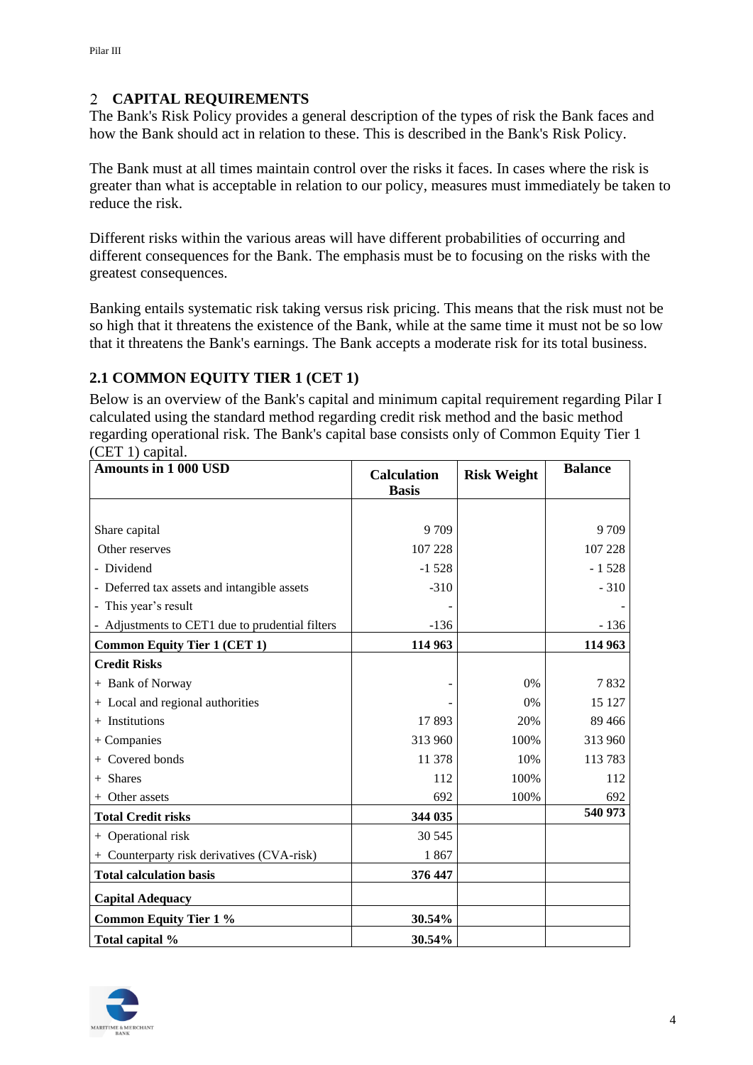## 2 CAPITAL REQUIREMENTS

The Bank's Risk Policy provides a general description of the types of risk the Bank faces and how the Bank should act in relation to these. This is described in the Bank's Risk Policy.

The Bank must at all times maintain control over the risks it faces. In cases where the risk is greater than what is acceptable in relation to our policy, measures must immediately be taken to reduce the risk.

Different risks within the various areas will have different probabilities of occurring and different consequences for the Bank. The emphasis must be to focusing on the risks with the greatest consequences.

Banking entails systematic risk taking versus risk pricing. This means that the risk must not be so high that it threatens the existence of the Bank, while at the same time it must not be so low that it threatens the Bank's earnings. The Bank accepts a moderate risk for its total business.

### 2.1 COMMON EQUITY TIER 1 (CET 1)

Below is an overview of the Bank's capital and minimum capital requirement regarding Pilar I calculated using the standard method regarding credit risk method and the basic method regarding operational risk. The Bank's capital base consists only of Common Equity Tier 1 (CET 1) capital.

| **Amounts in 1 000 USD** | **Calculation Basis** | **Risk Weight** | **Balance** |
|---|---|---|---|
| Share capital | 9 709 | | 9 709 |
| Other reserves | 107 228 | | 107 228 |
| - Dividend | -1 528 | | - 1 528 |
| - Deferred tax assets and intangible assets | -310 | | - 310 |
| - This year's result | - | | - |
| - Adjustments to CET1 due to prudential filters | -136 | | - 136 |
| **Common Equity Tier 1 (CET 1)** | **114 963** | | **114 963** |
| **Credit Risks** | | | |
| + Bank of Norway | - | 0% | 7 832 |
| + Local and regional authorities | - | 0% | 15 127 |
| + Institutions | 17 893 | 20% | 89 466 |
| + Companies | 313 960 | 100% | 313 960 |
| + Covered bonds | 11 378 | 10% | 113 783 |
| + Shares | 112 | 100% | 112 |
| + Other assets | 692 | 100% | 692 |
| **Total Credit risks** | **344 035** | | **540 973** |
| + Operational risk | 30 545 | | |
| + Counterparty risk derivatives (CVA-risk) | 1 867 | | |
| **Total calculation basis** | **376 447** | | |
| **Capital Adequacy** | | | |
| **Common Equity Tier 1 %** | **30.54%** | | |
| **Total capital %** | **30.54%** | | |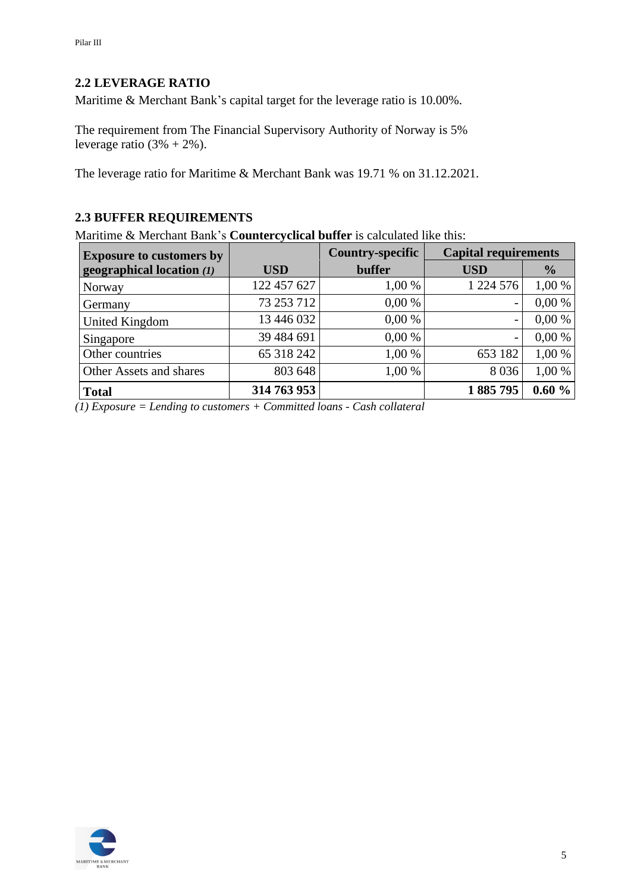## 2.2 LEVERAGE RATIO

Maritime & Merchant Bank's capital target for the leverage ratio is 10.00%.

The requirement from The Financial Supervisory Authority of Norway is 5% leverage ratio (3% + 2%).

The leverage ratio for Maritime & Merchant Bank was 19.71 % on 31.12.2021.

## 2.3 BUFFER REQUIREMENTS

Maritime & Merchant Bank's **Countercyclical buffer** is calculated like this:

| **Exposure to customers by geographical location *(1)*** | **USD** | **Country-specific buffer** | **Capital requirements** | |
|---|---|---|---|---|
| | | | **USD** | **%** |
| Norway | 122 457 627 | 1,00 % | 1 224 576 | 1,00 % |
| Germany | 73 253 712 | 0,00 % | - | 0,00 % |
| United Kingdom | 13 446 032 | 0,00 % | - | 0,00 % |
| Singapore | 39 484 691 | 0,00 % | - | 0,00 % |
| Other countries | 65 318 242 | 1,00 % | 653 182 | 1,00 % |
| Other Assets and shares | 803 648 | 1,00 % | 8 036 | 1,00 % |
| **Total** | **314 763 953** | | **1 885 795** | **0.60 %** |

*(1) Exposure = Lending to customers + Committed loans - Cash collateral*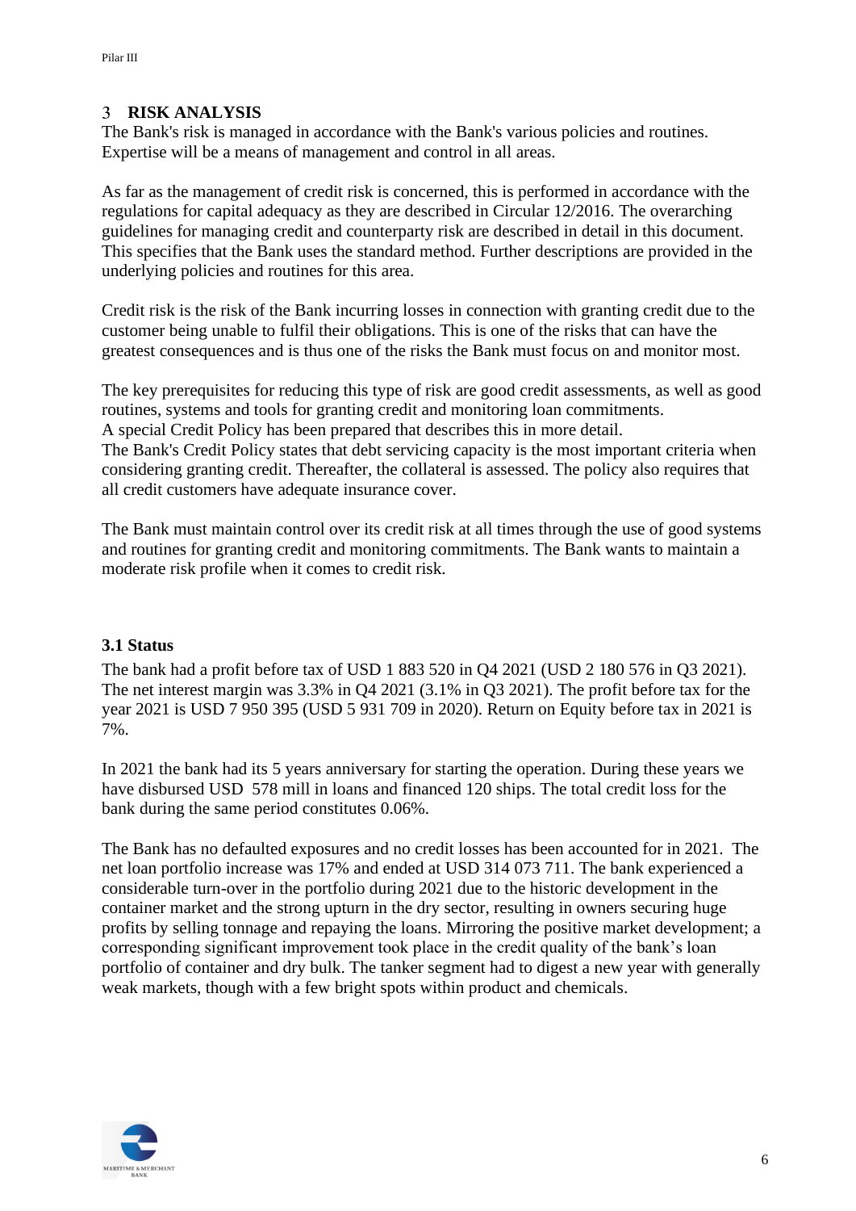# 3 RISK ANALYSIS

The Bank's risk is managed in accordance with the Bank's various policies and routines. Expertise will be a means of management and control in all areas.

As far as the management of credit risk is concerned, this is performed in accordance with the regulations for capital adequacy as they are described in Circular 12/2016. The overarching guidelines for managing credit and counterparty risk are described in detail in this document. This specifies that the Bank uses the standard method. Further descriptions are provided in the underlying policies and routines for this area.

Credit risk is the risk of the Bank incurring losses in connection with granting credit due to the customer being unable to fulfil their obligations. This is one of the risks that can have the greatest consequences and is thus one of the risks the Bank must focus on and monitor most.

The key prerequisites for reducing this type of risk are good credit assessments, as well as good routines, systems and tools for granting credit and monitoring loan commitments.
A special Credit Policy has been prepared that describes this in more detail.
The Bank's Credit Policy states that debt servicing capacity is the most important criteria when considering granting credit. Thereafter, the collateral is assessed. The policy also requires that all credit customers have adequate insurance cover.

The Bank must maintain control over its credit risk at all times through the use of good systems and routines for granting credit and monitoring commitments. The Bank wants to maintain a moderate risk profile when it comes to credit risk.

## 3.1 Status

The bank had a profit before tax of USD 1 883 520 in Q4 2021 (USD 2 180 576 in Q3 2021). The net interest margin was 3.3% in Q4 2021 (3.1% in Q3 2021). The profit before tax for the year 2021 is USD 7 950 395 (USD 5 931 709 in 2020). Return on Equity before tax in 2021 is 7%.

In 2021 the bank had its 5 years anniversary for starting the operation. During these years we have disbursed USD 578 mill in loans and financed 120 ships. The total credit loss for the bank during the same period constitutes 0.06%.

The Bank has no defaulted exposures and no credit losses has been accounted for in 2021. The net loan portfolio increase was 17% and ended at USD 314 073 711. The bank experienced a considerable turn-over in the portfolio during 2021 due to the historic development in the container market and the strong upturn in the dry sector, resulting in owners securing huge profits by selling tonnage and repaying the loans. Mirroring the positive market development; a corresponding significant improvement took place in the credit quality of the bank's loan portfolio of container and dry bulk. The tanker segment had to digest a new year with generally weak markets, though with a few bright spots within product and chemicals.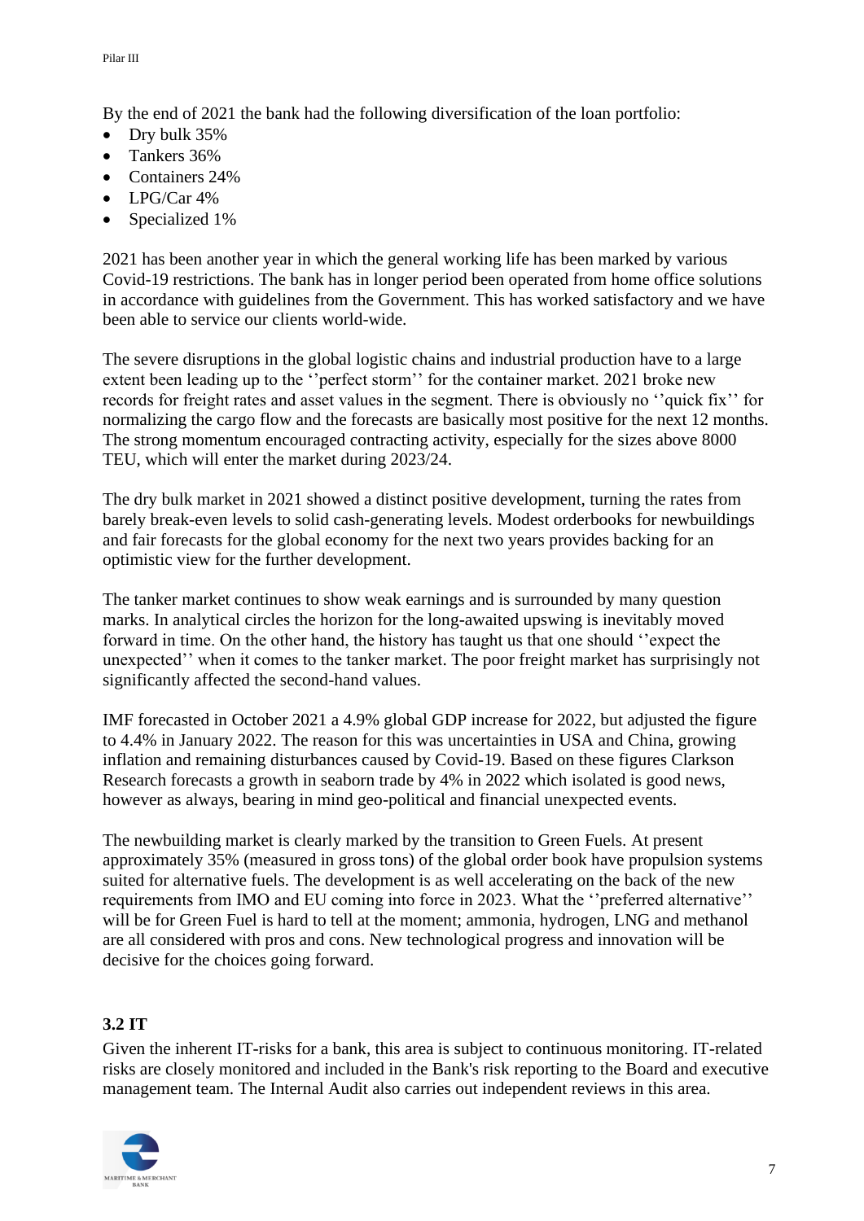By the end of 2021 the bank had the following diversification of the loan portfolio:

- Dry bulk 35%
- Tankers 36%
- Containers 24%
- LPG/Car 4%
- Specialized 1%

2021 has been another year in which the general working life has been marked by various Covid-19 restrictions. The bank has in longer period been operated from home office solutions in accordance with guidelines from the Government. This has worked satisfactory and we have been able to service our clients world-wide.

The severe disruptions in the global logistic chains and industrial production have to a large extent been leading up to the ''perfect storm'' for the container market. 2021 broke new records for freight rates and asset values in the segment. There is obviously no ''quick fix'' for normalizing the cargo flow and the forecasts are basically most positive for the next 12 months. The strong momentum encouraged contracting activity, especially for the sizes above 8000 TEU, which will enter the market during 2023/24.

The dry bulk market in 2021 showed a distinct positive development, turning the rates from barely break-even levels to solid cash-generating levels. Modest orderbooks for newbuildings and fair forecasts for the global economy for the next two years provides backing for an optimistic view for the further development.

The tanker market continues to show weak earnings and is surrounded by many question marks. In analytical circles the horizon for the long-awaited upswing is inevitably moved forward in time. On the other hand, the history has taught us that one should ''expect the unexpected'' when it comes to the tanker market. The poor freight market has surprisingly not significantly affected the second-hand values.

IMF forecasted in October 2021 a 4.9% global GDP increase for 2022, but adjusted the figure to 4.4% in January 2022. The reason for this was uncertainties in USA and China, growing inflation and remaining disturbances caused by Covid-19. Based on these figures Clarkson Research forecasts a growth in seaborn trade by 4% in 2022 which isolated is good news, however as always, bearing in mind geo-political and financial unexpected events.

The newbuilding market is clearly marked by the transition to Green Fuels. At present approximately 35% (measured in gross tons) of the global order book have propulsion systems suited for alternative fuels. The development is as well accelerating on the back of the new requirements from IMO and EU coming into force in 2023. What the ''preferred alternative'' will be for Green Fuel is hard to tell at the moment; ammonia, hydrogen, LNG and methanol are all considered with pros and cons. New technological progress and innovation will be decisive for the choices going forward.

### 3.2 IT

Given the inherent IT-risks for a bank, this area is subject to continuous monitoring. IT-related risks are closely monitored and included in the Bank's risk reporting to the Board and executive management team. The Internal Audit also carries out independent reviews in this area.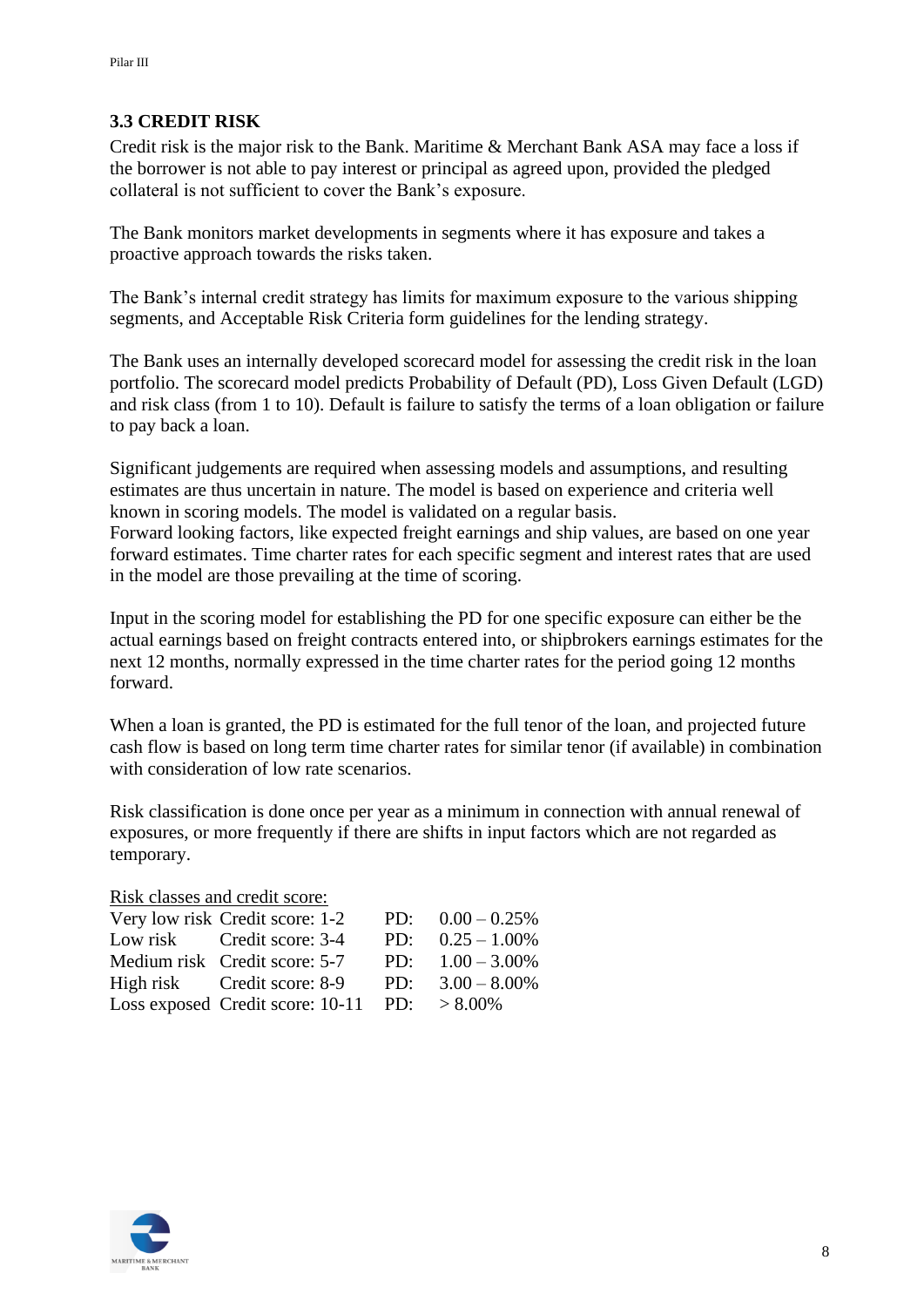### 3.3 CREDIT RISK

Credit risk is the major risk to the Bank. Maritime & Merchant Bank ASA may face a loss if the borrower is not able to pay interest or principal as agreed upon, provided the pledged collateral is not sufficient to cover the Bank's exposure.

The Bank monitors market developments in segments where it has exposure and takes a proactive approach towards the risks taken.

The Bank's internal credit strategy has limits for maximum exposure to the various shipping segments, and Acceptable Risk Criteria form guidelines for the lending strategy.

The Bank uses an internally developed scorecard model for assessing the credit risk in the loan portfolio. The scorecard model predicts Probability of Default (PD), Loss Given Default (LGD) and risk class (from 1 to 10). Default is failure to satisfy the terms of a loan obligation or failure to pay back a loan.

Significant judgements are required when assessing models and assumptions, and resulting estimates are thus uncertain in nature. The model is based on experience and criteria well known in scoring models. The model is validated on a regular basis.
Forward looking factors, like expected freight earnings and ship values, are based on one year forward estimates. Time charter rates for each specific segment and interest rates that are used in the model are those prevailing at the time of scoring.

Input in the scoring model for establishing the PD for one specific exposure can either be the actual earnings based on freight contracts entered into, or shipbrokers earnings estimates for the next 12 months, normally expressed in the time charter rates for the period going 12 months forward.

When a loan is granted, the PD is estimated for the full tenor of the loan, and projected future cash flow is based on long term time charter rates for similar tenor (if available) in combination with consideration of low rate scenarios.

Risk classification is done once per year as a minimum in connection with annual renewal of exposures, or more frequently if there are shifts in input factors which are not regarded as temporary.

<u>Risk classes and credit score:</u>

| | | | |
|---|---|---|---|
| Very low risk | Credit score: 1-2 | PD: | 0.00 – 0.25% |
| Low risk | Credit score: 3-4 | PD: | 0.25 – 1.00% |
| Medium risk | Credit score: 5-7 | PD: | 1.00 – 3.00% |
| High risk | Credit score: 8-9 | PD: | 3.00 – 8.00% |
| Loss exposed | Credit score: 10-11 | PD: | > 8.00% |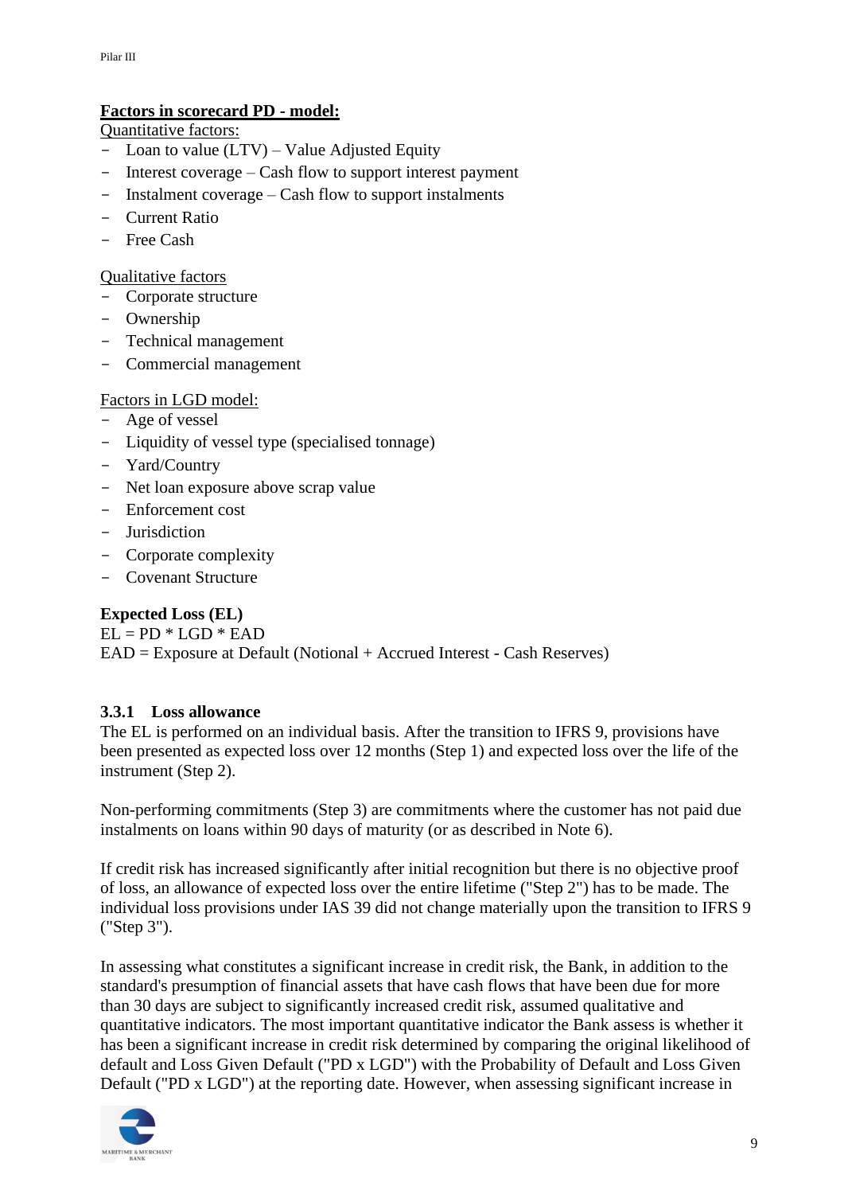**Factors in scorecard PD - model:**

Quantitative factors:

- Loan to value (LTV) – Value Adjusted Equity
- Interest coverage – Cash flow to support interest payment
- Instalment coverage – Cash flow to support instalments
- Current Ratio
- Free Cash

Qualitative factors

- Corporate structure
- Ownership
- Technical management
- Commercial management

Factors in LGD model:

- Age of vessel
- Liquidity of vessel type (specialised tonnage)
- Yard/Country
- Net loan exposure above scrap value
- Enforcement cost
- Jurisdiction
- Corporate complexity
- Covenant Structure

**Expected Loss (EL)**

EL = PD * LGD * EAD

EAD = Exposure at Default (Notional + Accrued Interest - Cash Reserves)

### 3.3.1 Loss allowance

The EL is performed on an individual basis. After the transition to IFRS 9, provisions have been presented as expected loss over 12 months (Step 1) and expected loss over the life of the instrument (Step 2).

Non-performing commitments (Step 3) are commitments where the customer has not paid due instalments on loans within 90 days of maturity (or as described in Note 6).

If credit risk has increased significantly after initial recognition but there is no objective proof of loss, an allowance of expected loss over the entire lifetime ("Step 2") has to be made. The individual loss provisions under IAS 39 did not change materially upon the transition to IFRS 9 ("Step 3").

In assessing what constitutes a significant increase in credit risk, the Bank, in addition to the standard's presumption of financial assets that have cash flows that have been due for more than 30 days are subject to significantly increased credit risk, assumed qualitative and quantitative indicators. The most important quantitative indicator the Bank assess is whether it has been a significant increase in credit risk determined by comparing the original likelihood of default and Loss Given Default ("PD x LGD") with the Probability of Default and Loss Given Default ("PD x LGD") at the reporting date. However, when assessing significant increase in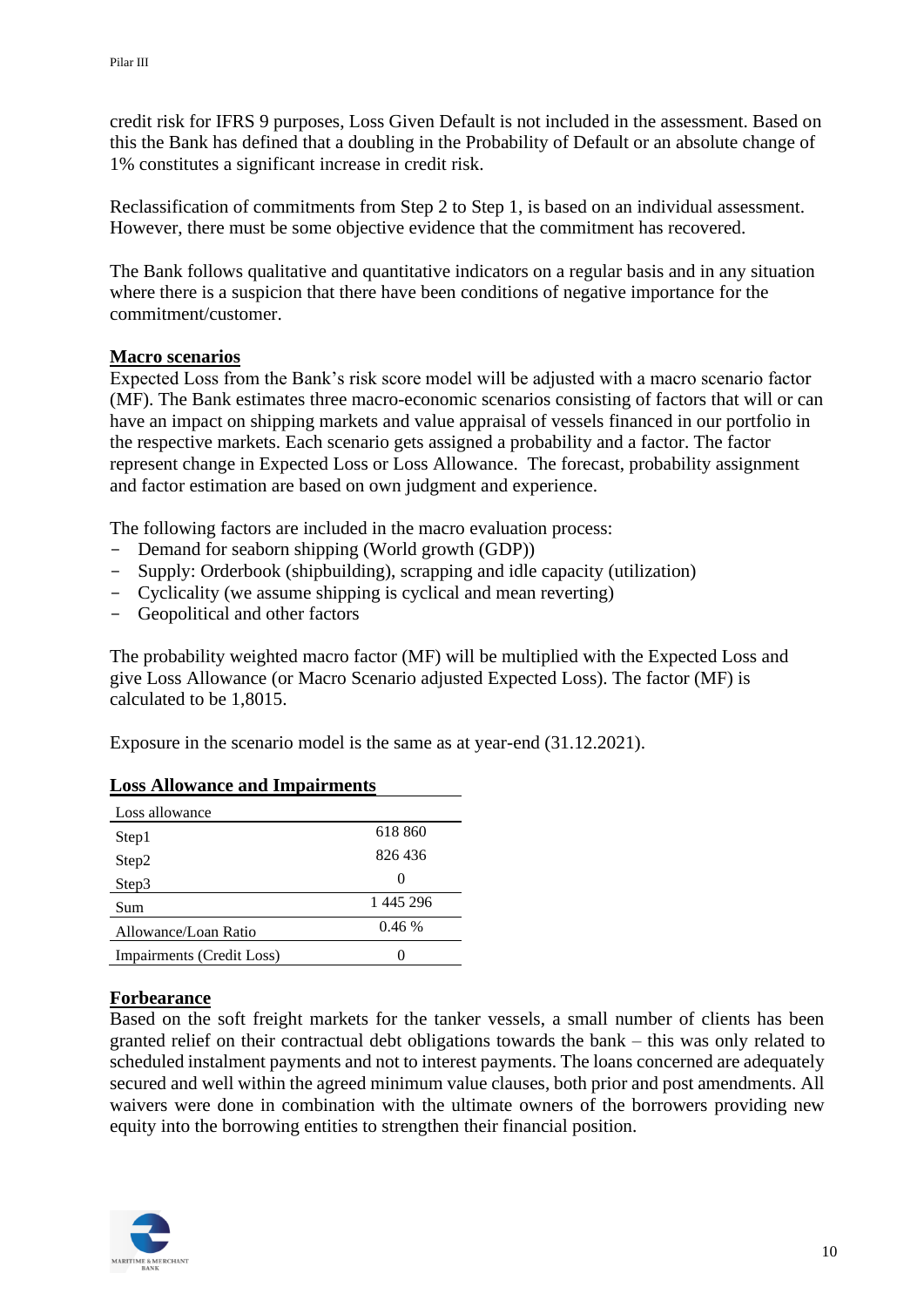credit risk for IFRS 9 purposes, Loss Given Default is not included in the assessment. Based on this the Bank has defined that a doubling in the Probability of Default or an absolute change of 1% constitutes a significant increase in credit risk.

Reclassification of commitments from Step 2 to Step 1, is based on an individual assessment. However, there must be some objective evidence that the commitment has recovered.

The Bank follows qualitative and quantitative indicators on a regular basis and in any situation where there is a suspicion that there have been conditions of negative importance for the commitment/customer.

## Macro scenarios

Expected Loss from the Bank's risk score model will be adjusted with a macro scenario factor (MF). The Bank estimates three macro-economic scenarios consisting of factors that will or can have an impact on shipping markets and value appraisal of vessels financed in our portfolio in the respective markets. Each scenario gets assigned a probability and a factor. The factor represent change in Expected Loss or Loss Allowance. The forecast, probability assignment and factor estimation are based on own judgment and experience.

The following factors are included in the macro evaluation process:

- Demand for seaborn shipping (World growth (GDP))
- Supply: Orderbook (shipbuilding), scrapping and idle capacity (utilization)
- Cyclicality (we assume shipping is cyclical and mean reverting)
- Geopolitical and other factors

The probability weighted macro factor (MF) will be multiplied with the Expected Loss and give Loss Allowance (or Macro Scenario adjusted Expected Loss). The factor (MF) is calculated to be 1,8015.

Exposure in the scenario model is the same as at year-end (31.12.2021).

## Loss Allowance and Impairments

| Loss allowance | |
|---|---|
| Step1 | 618 860 |
| Step2 | 826 436 |
| Step3 | 0 |
| Sum | 1 445 296 |
| Allowance/Loan Ratio | 0.46 % |
| Impairments (Credit Loss) | 0 |

## Forbearance

Based on the soft freight markets for the tanker vessels, a small number of clients has been granted relief on their contractual debt obligations towards the bank – this was only related to scheduled instalment payments and not to interest payments. The loans concerned are adequately secured and well within the agreed minimum value clauses, both prior and post amendments. All waivers were done in combination with the ultimate owners of the borrowers providing new equity into the borrowing entities to strengthen their financial position.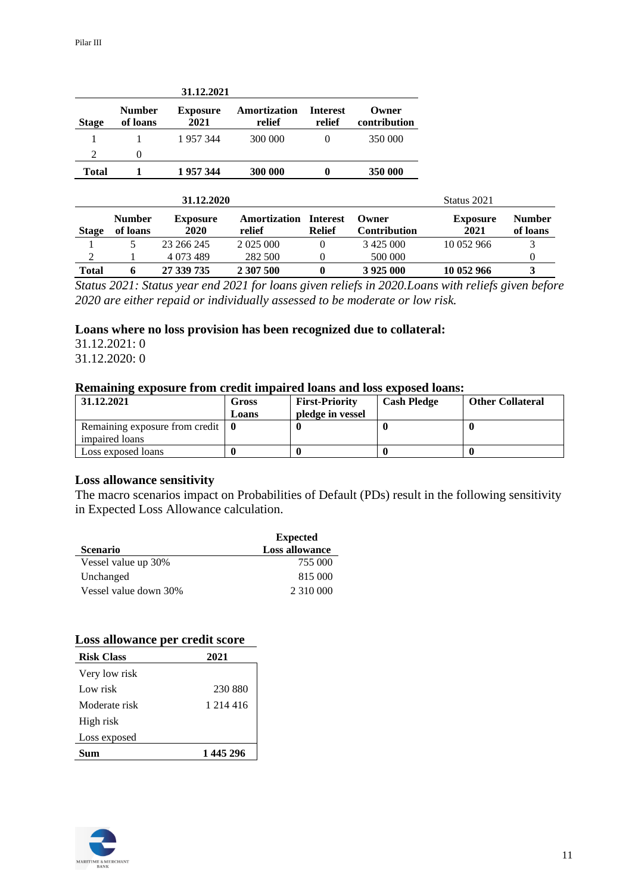| | | 31.12.2021 | | | |
|---|---|---|---|---|---|
| **Stage** | **Number of loans** | **Exposure 2021** | **Amortization relief** | **Interest relief** | **Owner contribution** |
| 1 | 1 | 1 957 344 | 300 000 | 0 | 350 000 |
| 2 | 0 | | | | |
| **Total** | **1** | **1 957 344** | **300 000** | **0** | **350 000** |

| | | 31.12.2020 | | | | Status 2021 | |
|---|---|---|---|---|---|---|---|
| **Stage** | **Number of loans** | **Exposure 2020** | **Amortization relief** | **Interest Relief** | **Owner Contribution** | **Exposure 2021** | **Number of loans** |
| 1 | 5 | 23 266 245 | 2 025 000 | 0 | 3 425 000 | 10 052 966 | 3 |
| 2 | 1 | 4 073 489 | 282 500 | 0 | 500 000 | | 0 |
| **Total** | **6** | **27 339 735** | **2 307 500** | **0** | **3 925 000** | **10 052 966** | **3** |

*Status 2021: Status year end 2021 for loans given reliefs in 2020.Loans with reliefs given before 2020 are either repaid or individually assessed to be moderate or low risk.*

**Loans where no loss provision has been recognized due to collateral:**

31.12.2021: 0

31.12.2020: 0

**Remaining exposure from credit impaired loans and loss exposed loans:**

| 31.12.2021 | Gross Loans | First-Priority pledge in vessel | Cash Pledge | Other Collateral |
|---|---|---|---|---|
| Remaining exposure from credit impaired loans | 0 | 0 | 0 | 0 |
| Loss exposed loans | 0 | 0 | 0 | 0 |

**Loss allowance sensitivity**

The macro scenarios impact on Probabilities of Default (PDs) result in the following sensitivity in Expected Loss Allowance calculation.

| Scenario | Expected Loss allowance |
|---|---|
| Vessel value up 30% | 755 000 |
| Unchanged | 815 000 |
| Vessel value down 30% | 2 310 000 |

**Loss allowance per credit score**

| Risk Class | 2021 |
|---|---|
| Very low risk | |
| Low risk | 230 880 |
| Moderate risk | 1 214 416 |
| High risk | |
| Loss exposed | |
| **Sum** | **1 445 296** |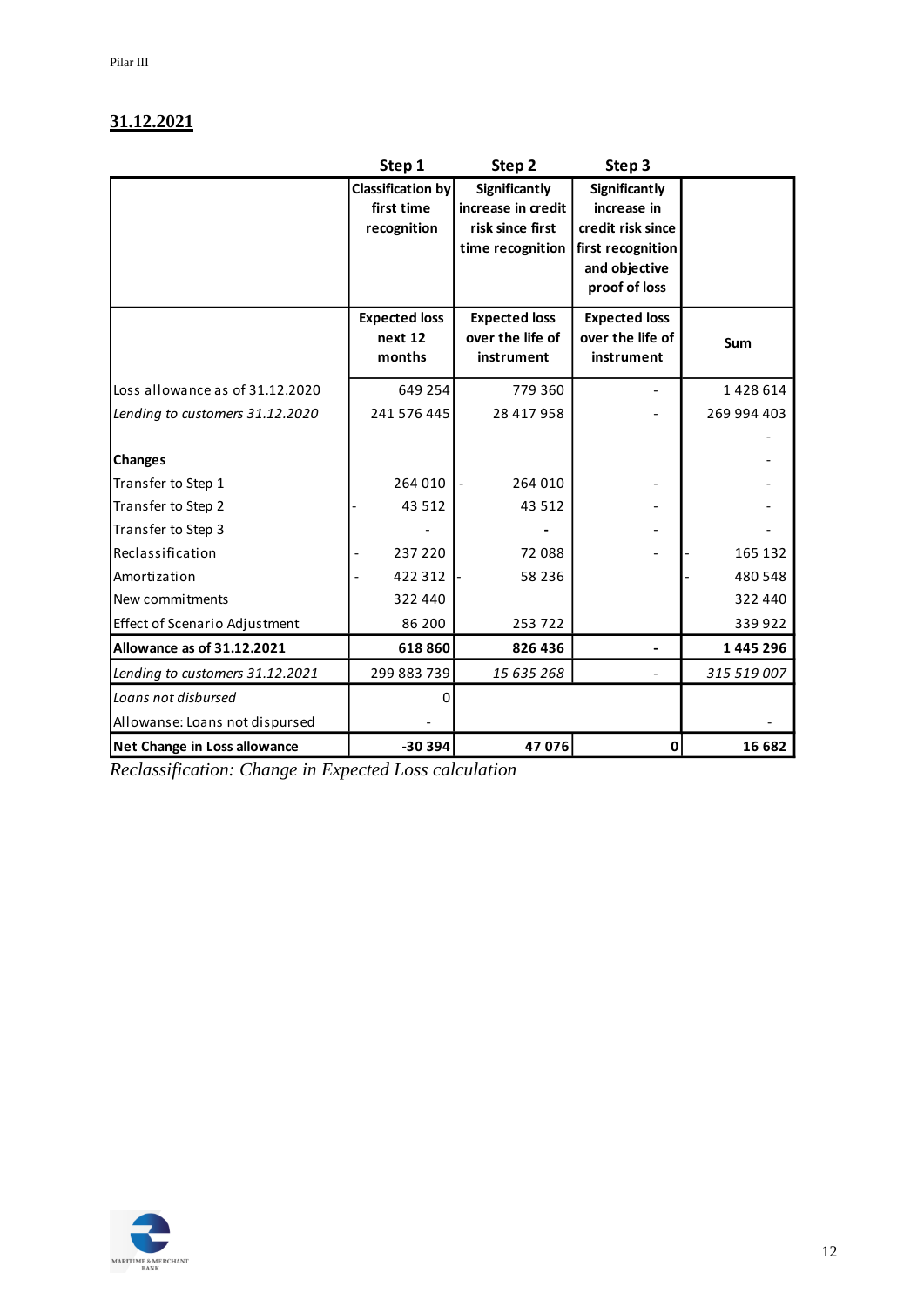## 31.12.2021

| | Step 1 | Step 2 | Step 3 | |
|---|---|---|---|---|
| | Classification by first time recognition | Significantly increase in credit risk since first time recognition | Significantly increase in credit risk since first recognition and objective proof of loss | |
| | Expected loss next 12 months | Expected loss over the life of instrument | Expected loss over the life of instrument | Sum |
| Loss allowance as of 31.12.2020 | 649 254 | 779 360 | - | 1 428 614 |
| *Lending to customers 31.12.2020* | 241 576 445 | 28 417 958 | - | 269 994 403 |
| | | | | - |
| **Changes** | | | | - |
| Transfer to Step 1 | 264 010 | - 264 010 | - | - |
| Transfer to Step 2 | - 43 512 | 43 512 | - | - |
| Transfer to Step 3 | - | - | - | - |
| Reclassification | - 237 220 | 72 088 | - | - 165 132 |
| Amortization | - 422 312 | - 58 236 | | - 480 548 |
| New commitments | 322 440 | | | 322 440 |
| Effect of Scenario Adjustment | 86 200 | 253 722 | | 339 922 |
| **Allowance as of 31.12.2021** | **618 860** | **826 436** | **-** | **1 445 296** |
| *Lending to customers 31.12.2021* | 299 883 739 | *15 635 268* | - | *315 519 007* |
| *Loans not disbursed* | 0 | | | |
| Allowanse: Loans not dispursed | - | | | - |
| **Net Change in Loss allowance** | **-30 394** | **47 076** | **0** | **16 682** |

*Reclassification: Change in Expected Loss calculation*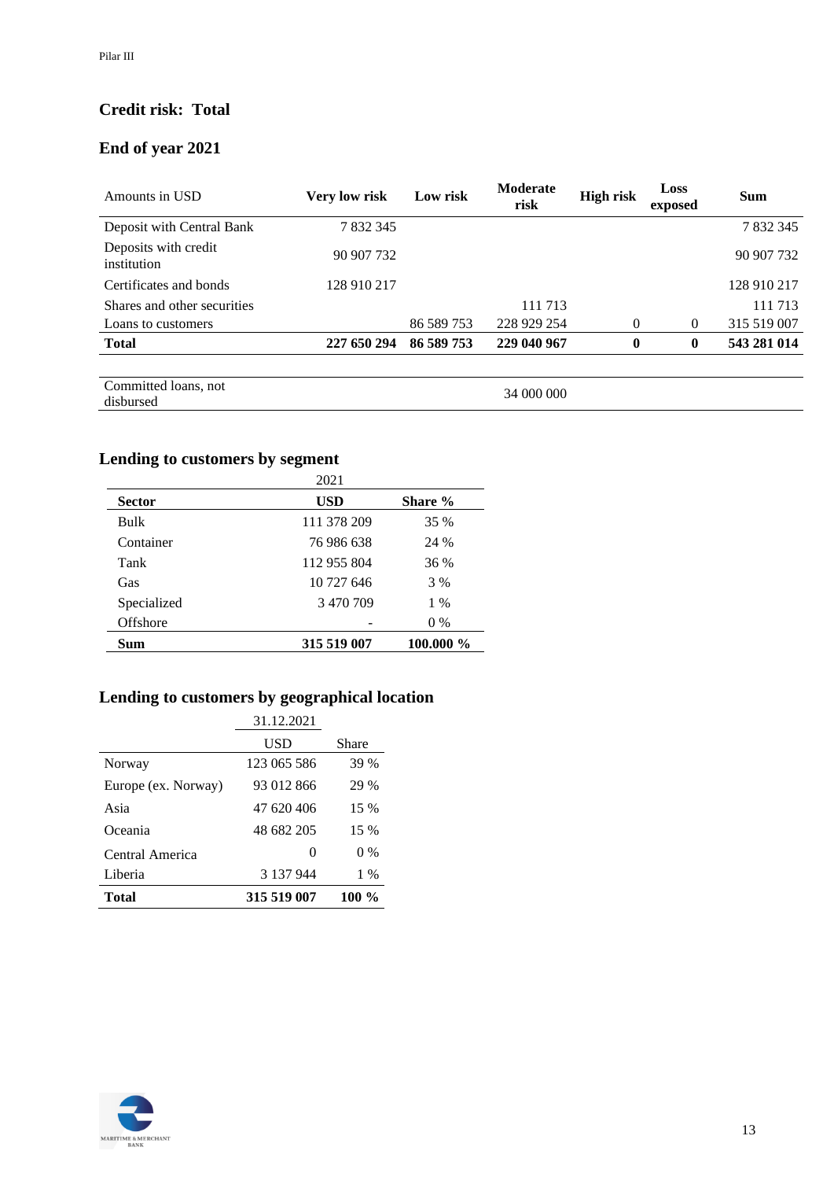## Credit risk: Total

## End of year 2021

| Amounts in USD | Very low risk | Low risk | Moderate risk | High risk | Loss exposed | Sum |
|---|---|---|---|---|---|---|
| Deposit with Central Bank | 7 832 345 | | | | | 7 832 345 |
| Deposits with credit institution | 90 907 732 | | | | | 90 907 732 |
| Certificates and bonds | 128 910 217 | | | | | 128 910 217 |
| Shares and other securities | | | 111 713 | | | 111 713 |
| Loans to customers | | 86 589 753 | 228 929 254 | 0 | 0 | 315 519 007 |
| **Total** | **227 650 294** | **86 589 753** | **229 040 967** | **0** | **0** | **543 281 014** |
| | | | | | | |
| Committed loans, not disbursed | | | 34 000 000 | | | |

## Lending to customers by segment

| | 2021 | |
|---|---|---|
| **Sector** | **USD** | **Share %** |
| Bulk | 111 378 209 | 35 % |
| Container | 76 986 638 | 24 % |
| Tank | 112 955 804 | 36 % |
| Gas | 10 727 646 | 3 % |
| Specialized | 3 470 709 | 1 % |
| Offshore | - | 0 % |
| **Sum** | **315 519 007** | **100.000 %** |

## Lending to customers by geographical location

| | 31.12.2021 | |
|---|---|---|
| | USD | Share |
| Norway | 123 065 586 | 39 % |
| Europe (ex. Norway) | 93 012 866 | 29 % |
| Asia | 47 620 406 | 15 % |
| Oceania | 48 682 205 | 15 % |
| Central America | 0 | 0 % |
| Liberia | 3 137 944 | 1 % |
| **Total** | **315 519 007** | **100 %** |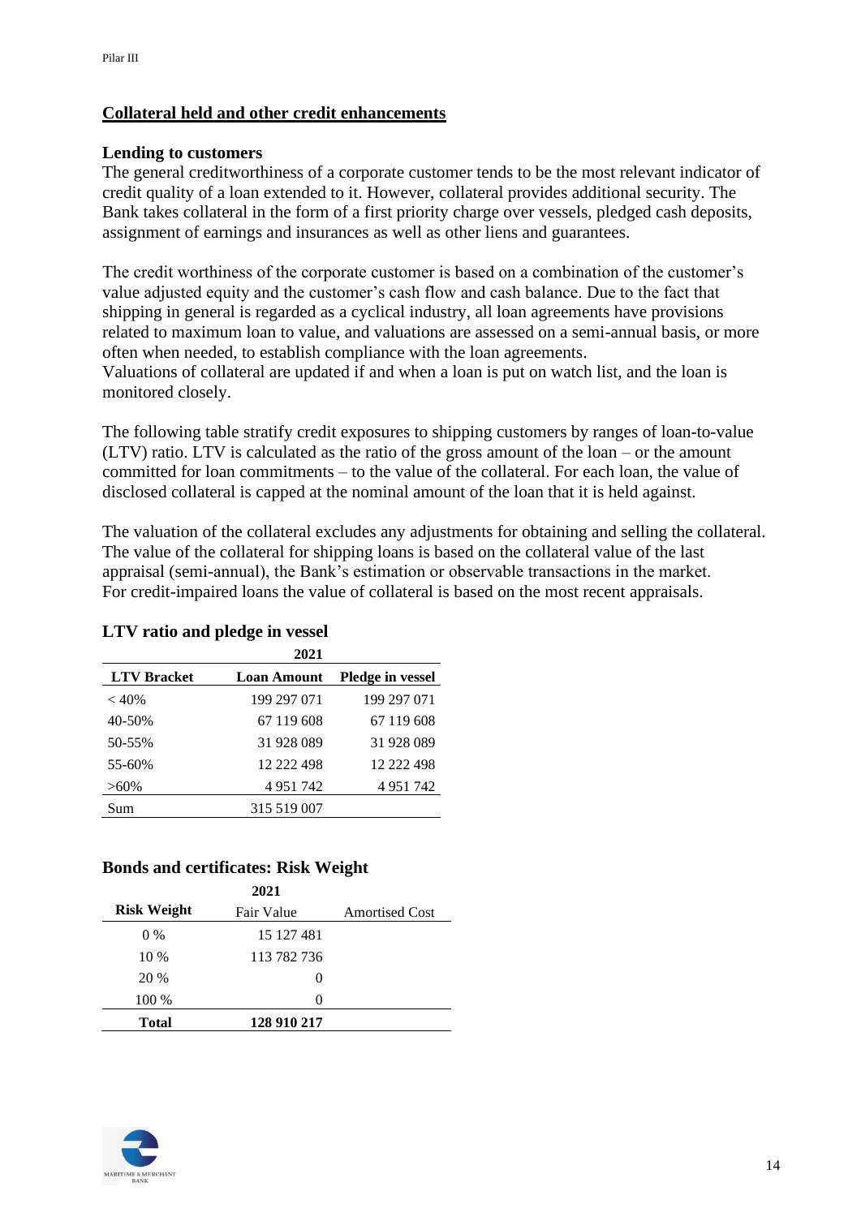## Collateral held and other credit enhancements

### Lending to customers

The general creditworthiness of a corporate customer tends to be the most relevant indicator of credit quality of a loan extended to it. However, collateral provides additional security. The Bank takes collateral in the form of a first priority charge over vessels, pledged cash deposits, assignment of earnings and insurances as well as other liens and guarantees.

The credit worthiness of the corporate customer is based on a combination of the customer's value adjusted equity and the customer's cash flow and cash balance. Due to the fact that shipping in general is regarded as a cyclical industry, all loan agreements have provisions related to maximum loan to value, and valuations are assessed on a semi-annual basis, or more often when needed, to establish compliance with the loan agreements.
Valuations of collateral are updated if and when a loan is put on watch list, and the loan is monitored closely.

The following table stratify credit exposures to shipping customers by ranges of loan-to-value (LTV) ratio. LTV is calculated as the ratio of the gross amount of the loan – or the amount committed for loan commitments – to the value of the collateral. For each loan, the value of disclosed collateral is capped at the nominal amount of the loan that it is held against.

The valuation of the collateral excludes any adjustments for obtaining and selling the collateral. The value of the collateral for shipping loans is based on the collateral value of the last appraisal (semi-annual), the Bank's estimation or observable transactions in the market.
For credit-impaired loans the value of collateral is based on the most recent appraisals.

### LTV ratio and pledge in vessel

| | 2021 | |
|---|---|---|
| **LTV Bracket** | **Loan Amount** | **Pledge in vessel** |
| < 40% | 199 297 071 | 199 297 071 |
| 40-50% | 67 119 608 | 67 119 608 |
| 50-55% | 31 928 089 | 31 928 089 |
| 55-60% | 12 222 498 | 12 222 498 |
| >60% | 4 951 742 | 4 951 742 |
| Sum | 315 519 007 | |

### Bonds and certificates: Risk Weight

| | 2021 | |
|---|---|---|
| **Risk Weight** | Fair Value | Amortised Cost |
| 0 % | 15 127 481 | |
| 10 % | 113 782 736 | |
| 20 % | 0 | |
| 100 % | 0 | |
| **Total** | **128 910 217** | |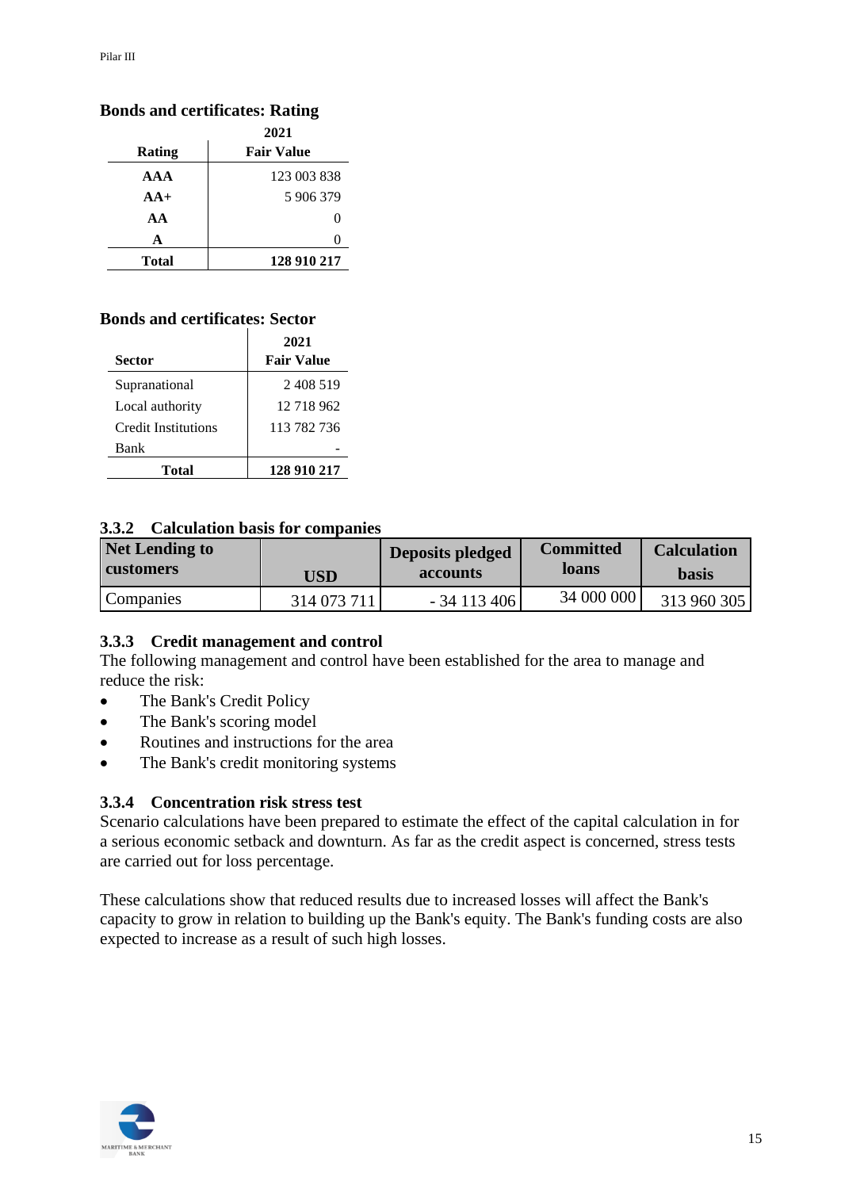**Bonds and certificates: Rating**

| Rating | 2021 Fair Value |
|---|---|
| AAA | 123 003 838 |
| AA+ | 5 906 379 |
| AA | 0 |
| A | 0 |
| **Total** | **128 910 217** |

**Bonds and certificates: Sector**

| Sector | 2021 Fair Value |
|---|---|
| Supranational | 2 408 519 |
| Local authority | 12 718 962 |
| Credit Institutions | 113 782 736 |
| Bank | - |
| **Total** | **128 910 217** |

### 3.3.2 Calculation basis for companies

| Net Lending to customers | USD | Deposits pledged accounts | Committed loans | Calculation basis |
|---|---|---|---|---|
| Companies | 314 073 711 | - 34 113 406 | 34 000 000 | 313 960 305 |

### 3.3.3 Credit management and control

The following management and control have been established for the area to manage and reduce the risk:

- The Bank's Credit Policy
- The Bank's scoring model
- Routines and instructions for the area
- The Bank's credit monitoring systems

### 3.3.4 Concentration risk stress test

Scenario calculations have been prepared to estimate the effect of the capital calculation in for a serious economic setback and downturn. As far as the credit aspect is concerned, stress tests are carried out for loss percentage.

These calculations show that reduced results due to increased losses will affect the Bank's capacity to grow in relation to building up the Bank's equity. The Bank's funding costs are also expected to increase as a result of such high losses.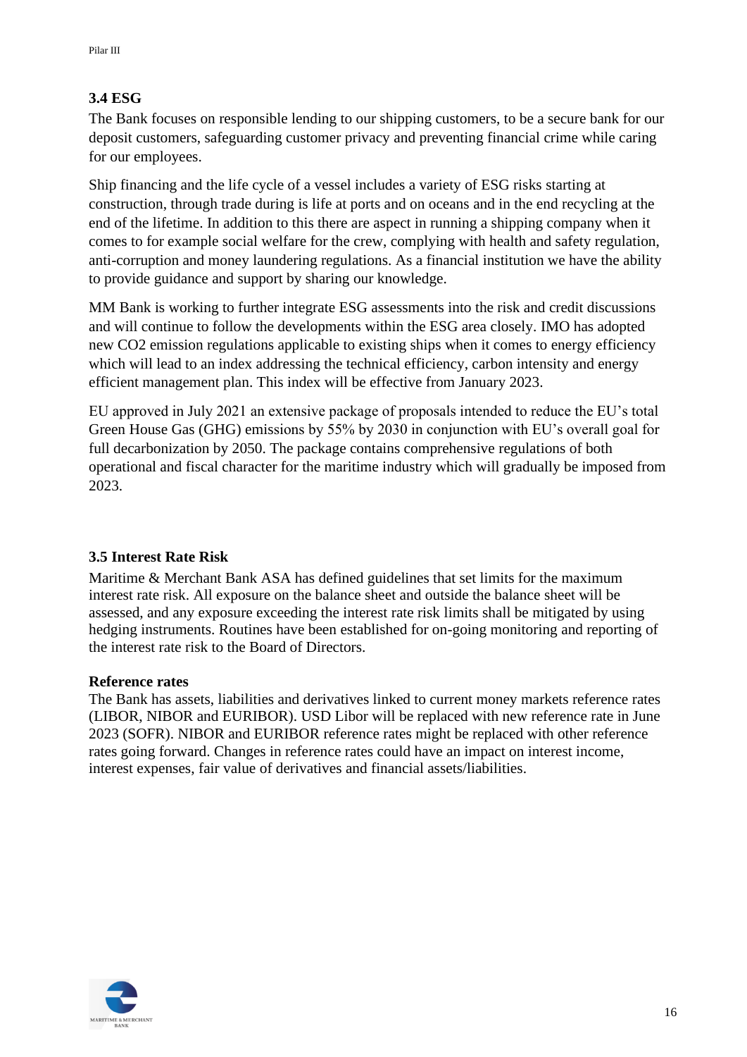### 3.4 ESG

The Bank focuses on responsible lending to our shipping customers, to be a secure bank for our deposit customers, safeguarding customer privacy and preventing financial crime while caring for our employees.

Ship financing and the life cycle of a vessel includes a variety of ESG risks starting at construction, through trade during is life at ports and on oceans and in the end recycling at the end of the lifetime. In addition to this there are aspect in running a shipping company when it comes to for example social welfare for the crew, complying with health and safety regulation, anti-corruption and money laundering regulations. As a financial institution we have the ability to provide guidance and support by sharing our knowledge.

MM Bank is working to further integrate ESG assessments into the risk and credit discussions and will continue to follow the developments within the ESG area closely. IMO has adopted new $CO_2$ emission regulations applicable to existing ships when it comes to energy efficiency which will lead to an index addressing the technical efficiency, carbon intensity and energy efficient management plan. This index will be effective from January 2023.

EU approved in July 2021 an extensive package of proposals intended to reduce the EU's total Green House Gas (GHG) emissions by 55% by 2030 in conjunction with EU's overall goal for full decarbonization by 2050. The package contains comprehensive regulations of both operational and fiscal character for the maritime industry which will gradually be imposed from 2023.

### 3.5 Interest Rate Risk

Maritime & Merchant Bank ASA has defined guidelines that set limits for the maximum interest rate risk. All exposure on the balance sheet and outside the balance sheet will be assessed, and any exposure exceeding the interest rate risk limits shall be mitigated by using hedging instruments. Routines have been established for on-going monitoring and reporting of the interest rate risk to the Board of Directors.

**Reference rates**

The Bank has assets, liabilities and derivatives linked to current money markets reference rates (LIBOR, NIBOR and EURIBOR). USD Libor will be replaced with new reference rate in June 2023 (SOFR). NIBOR and EURIBOR reference rates might be replaced with other reference rates going forward. Changes in reference rates could have an impact on interest income, interest expenses, fair value of derivatives and financial assets/liabilities.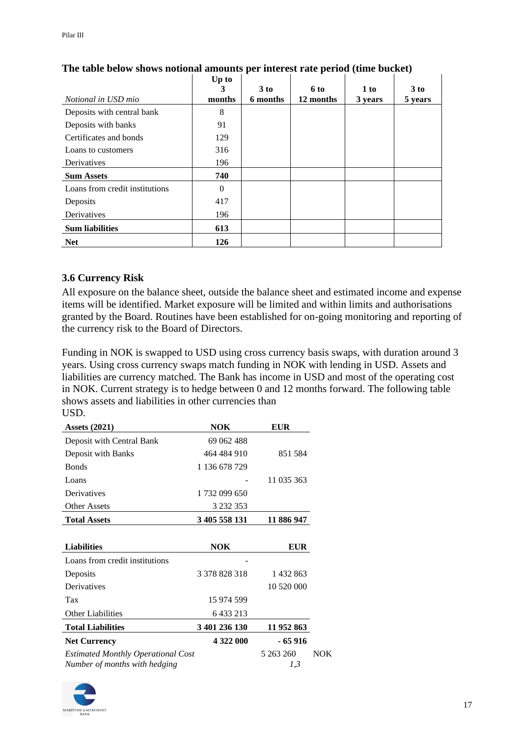**The table below shows notional amounts per interest rate period (time bucket)**

| *Notional in USD mio* | Up to 3 months | 3 to 6 months | 6 to 12 months | 1 to 3 years | 3 to 5 years |
|---|---|---|---|---|---|
| Deposits with central bank | 8 | | | | |
| Deposits with banks | 91 | | | | |
| Certificates and bonds | 129 | | | | |
| Loans to customers | 316 | | | | |
| Derivatives | 196 | | | | |
| **Sum Assets** | **740** | | | | |
| Loans from credit institutions | 0 | | | | |
| Deposits | 417 | | | | |
| Derivatives | 196 | | | | |
| **Sum liabilities** | **613** | | | | |
| **Net** | **126** | | | | |

### 3.6 Currency Risk

All exposure on the balance sheet, outside the balance sheet and estimated income and expense items will be identified. Market exposure will be limited and within limits and authorisations granted by the Board. Routines have been established for on-going monitoring and reporting of the currency risk to the Board of Directors.

Funding in NOK is swapped to USD using cross currency basis swaps, with duration around 3 years. Using cross currency swaps match funding in NOK with lending in USD. Assets and liabilities are currency matched. The Bank has income in USD and most of the operating cost in NOK. Current strategy is to hedge between 0 and 12 months forward. The following table shows assets and liabilities in other currencies than USD.

| **Assets (2021)** | **NOK** | **EUR** | |
|---|---|---|---|
| Deposit with Central Bank | 69 062 488 | | |
| Deposit with Banks | 464 484 910 | 851 584 | |
| Bonds | 1 136 678 729 | | |
| Loans | - | 11 035 363 | |
| Derivatives | 1 732 099 650 | | |
| Other Assets | 3 232 353 | | |
| **Total Assets** | **3 405 558 131** | **11 886 947** | |
| | | | |
| **Liabilities** | **NOK** | **EUR** | |
| Loans from credit institutions | - | | |
| Deposits | 3 378 828 318 | 1 432 863 | |
| Derivatives | | 10 520 000 | |
| Tax | 15 974 599 | | |
| Other Liabilities | 6 433 213 | | |
| **Total Liabilities** | **3 401 236 130** | **11 952 863** | |
| **Net Currency** | **4 322 000** | **- 65 916** | |
| *Estimated Monthly Operational Cost* | | 5 263 260 | NOK |
| *Number of months with hedging* | | *1,3* | |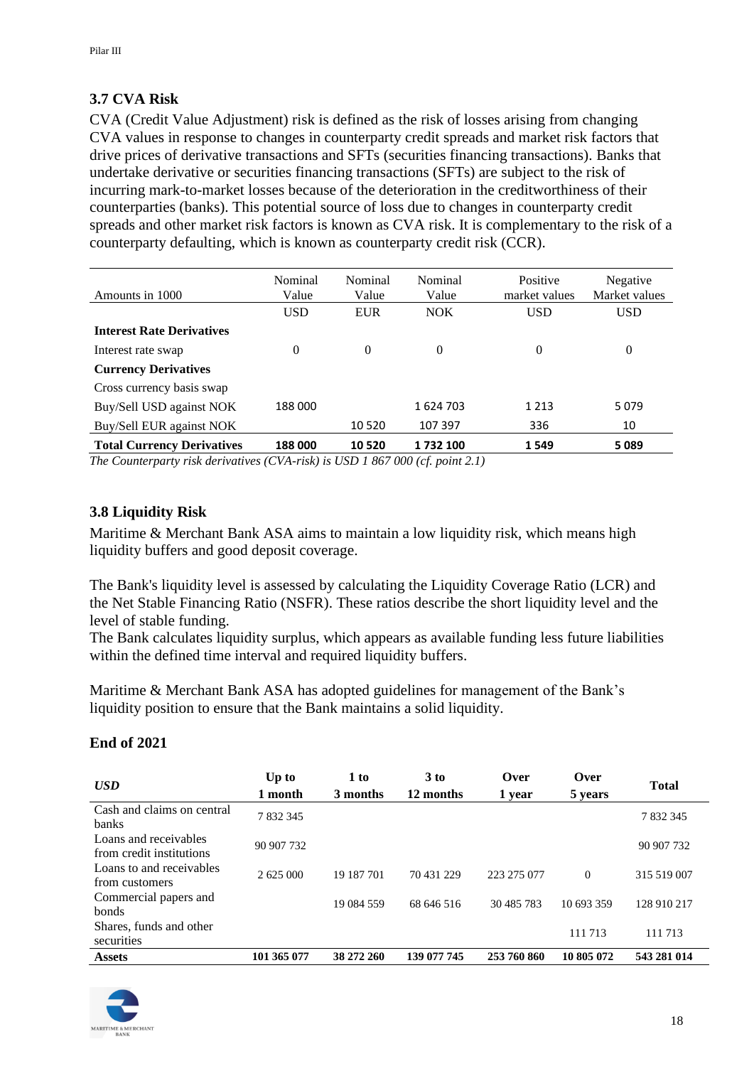### 3.7 CVA Risk

CVA (Credit Value Adjustment) risk is defined as the risk of losses arising from changing CVA values in response to changes in counterparty credit spreads and market risk factors that drive prices of derivative transactions and SFTs (securities financing transactions). Banks that undertake derivative or securities financing transactions (SFTs) are subject to the risk of incurring mark-to-market losses because of the deterioration in the creditworthiness of their counterparties (banks). This potential source of loss due to changes in counterparty credit spreads and other market risk factors is known as CVA risk. It is complementary to the risk of a counterparty defaulting, which is known as counterparty credit risk (CCR).

| Amounts in 1000 | Nominal Value | Nominal Value | Nominal Value | Positive market values | Negative Market values |
|---|---|---|---|---|---|
| | USD | EUR | NOK | USD | USD |
| **Interest Rate Derivatives** | | | | | |
| Interest rate swap | 0 | 0 | 0 | 0 | 0 |
| **Currency Derivatives** | | | | | |
| Cross currency basis swap | | | | | |
| Buy/Sell USD against NOK | 188 000 | | 1 624 703 | 1 213 | 5 079 |
| Buy/Sell EUR against NOK | | 10 520 | 107 397 | 336 | 10 |
| **Total Currency Derivatives** | **188 000** | **10 520** | **1 732 100** | **1 549** | **5 089** |

*The Counterparty risk derivatives (CVA-risk) is USD 1 867 000 (cf. point 2.1)*

### 3.8 Liquidity Risk

Maritime & Merchant Bank ASA aims to maintain a low liquidity risk, which means high liquidity buffers and good deposit coverage.

The Bank's liquidity level is assessed by calculating the Liquidity Coverage Ratio (LCR) and the Net Stable Financing Ratio (NSFR). These ratios describe the short liquidity level and the level of stable funding.
The Bank calculates liquidity surplus, which appears as available funding less future liabilities within the defined time interval and required liquidity buffers.

Maritime & Merchant Bank ASA has adopted guidelines for management of the Bank's liquidity position to ensure that the Bank maintains a solid liquidity.

### End of 2021

| *USD* | Up to 1 month | 1 to 3 months | 3 to 12 months | Over 1 year | Over 5 years | Total |
|---|---|---|---|---|---|---|
| Cash and claims on central banks | 7 832 345 | | | | | 7 832 345 |
| Loans and receivables from credit institutions | 90 907 732 | | | | | 90 907 732 |
| Loans to and receivables from customers | 2 625 000 | 19 187 701 | 70 431 229 | 223 275 077 | 0 | 315 519 007 |
| Commercial papers and bonds | | 19 084 559 | 68 646 516 | 30 485 783 | 10 693 359 | 128 910 217 |
| Shares, funds and other securities | | | | | 111 713 | 111 713 |
| **Assets** | **101 365 077** | **38 272 260** | **139 077 745** | **253 760 860** | **10 805 072** | **543 281 014** |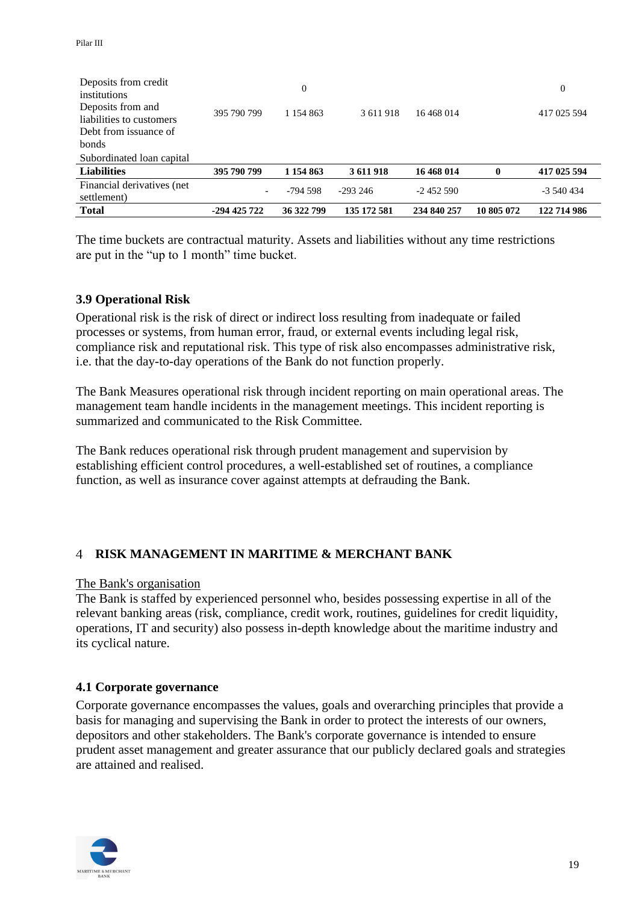| | | | | | | |
|---|---|---|---|---|---|---|
| Deposits from credit institutions | | 0 | | | | 0 |
| Deposits from and liabilities to customers | 395 790 799 | 1 154 863 | 3 611 918 | 16 468 014 | | 417 025 594 |
| Debt from issuance of bonds | | | | | | |
| Subordinated loan capital | | | | | | |
| **Liabilities** | **395 790 799** | **1 154 863** | **3 611 918** | **16 468 014** | **0** | **417 025 594** |
| Financial derivatives (net settlement) | - | -794 598 | -293 246 | -2 452 590 | | -3 540 434 |
| **Total** | **-294 425 722** | **36 322 799** | **135 172 581** | **234 840 257** | **10 805 072** | **122 714 986** |

The time buckets are contractual maturity. Assets and liabilities without any time restrictions are put in the "up to 1 month" time bucket.

### 3.9 Operational Risk

Operational risk is the risk of direct or indirect loss resulting from inadequate or failed processes or systems, from human error, fraud, or external events including legal risk, compliance risk and reputational risk. This type of risk also encompasses administrative risk, i.e. that the day-to-day operations of the Bank do not function properly.

The Bank Measures operational risk through incident reporting on main operational areas. The management team handle incidents in the management meetings. This incident reporting is summarized and communicated to the Risk Committee.

The Bank reduces operational risk through prudent management and supervision by establishing efficient control procedures, a well-established set of routines, a compliance function, as well as insurance cover against attempts at defrauding the Bank.

## 4 RISK MANAGEMENT IN MARITIME & MERCHANT BANK

The Bank's organisation

The Bank is staffed by experienced personnel who, besides possessing expertise in all of the relevant banking areas (risk, compliance, credit work, routines, guidelines for credit liquidity, operations, IT and security) also possess in-depth knowledge about the maritime industry and its cyclical nature.

### 4.1 Corporate governance

Corporate governance encompasses the values, goals and overarching principles that provide a basis for managing and supervising the Bank in order to protect the interests of our owners, depositors and other stakeholders. The Bank's corporate governance is intended to ensure prudent asset management and greater assurance that our publicly declared goals and strategies are attained and realised.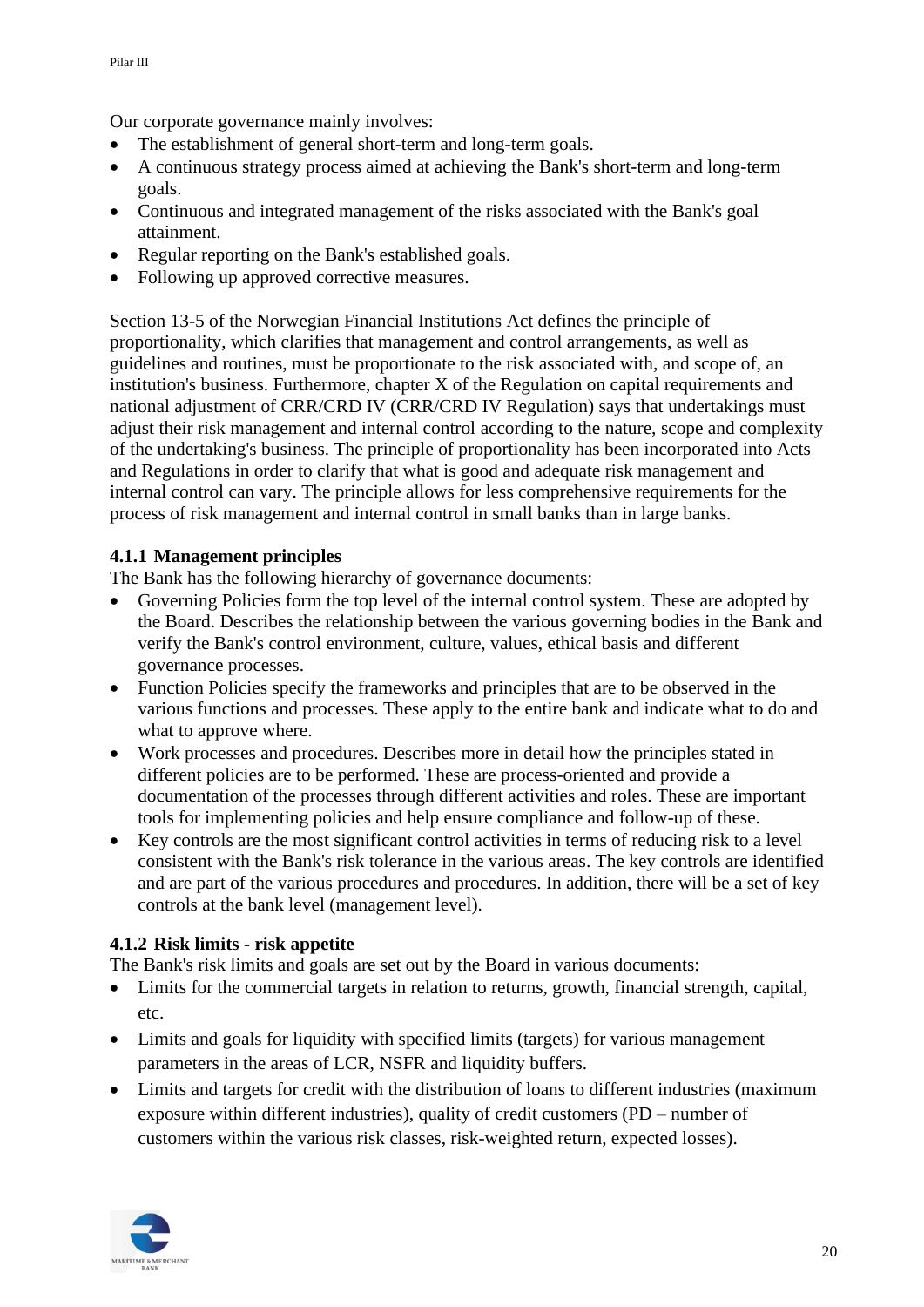Our corporate governance mainly involves:

- The establishment of general short-term and long-term goals.
- A continuous strategy process aimed at achieving the Bank's short-term and long-term goals.
- Continuous and integrated management of the risks associated with the Bank's goal attainment.
- Regular reporting on the Bank's established goals.
- Following up approved corrective measures.

Section 13-5 of the Norwegian Financial Institutions Act defines the principle of proportionality, which clarifies that management and control arrangements, as well as guidelines and routines, must be proportionate to the risk associated with, and scope of, an institution's business. Furthermore, chapter X of the Regulation on capital requirements and national adjustment of CRR/CRD IV (CRR/CRD IV Regulation) says that undertakings must adjust their risk management and internal control according to the nature, scope and complexity of the undertaking's business. The principle of proportionality has been incorporated into Acts and Regulations in order to clarify that what is good and adequate risk management and internal control can vary. The principle allows for less comprehensive requirements for the process of risk management and internal control in small banks than in large banks.

### 4.1.1 Management principles

The Bank has the following hierarchy of governance documents:

- Governing Policies form the top level of the internal control system. These are adopted by the Board. Describes the relationship between the various governing bodies in the Bank and verify the Bank's control environment, culture, values, ethical basis and different governance processes.
- Function Policies specify the frameworks and principles that are to be observed in the various functions and processes. These apply to the entire bank and indicate what to do and what to approve where.
- Work processes and procedures. Describes more in detail how the principles stated in different policies are to be performed. These are process-oriented and provide a documentation of the processes through different activities and roles. These are important tools for implementing policies and help ensure compliance and follow-up of these.
- Key controls are the most significant control activities in terms of reducing risk to a level consistent with the Bank's risk tolerance in the various areas. The key controls are identified and are part of the various procedures and procedures. In addition, there will be a set of key controls at the bank level (management level).

### 4.1.2 Risk limits - risk appetite

The Bank's risk limits and goals are set out by the Board in various documents:

- Limits for the commercial targets in relation to returns, growth, financial strength, capital, etc.
- Limits and goals for liquidity with specified limits (targets) for various management parameters in the areas of LCR, NSFR and liquidity buffers.
- Limits and targets for credit with the distribution of loans to different industries (maximum exposure within different industries), quality of credit customers (PD – number of customers within the various risk classes, risk-weighted return, expected losses).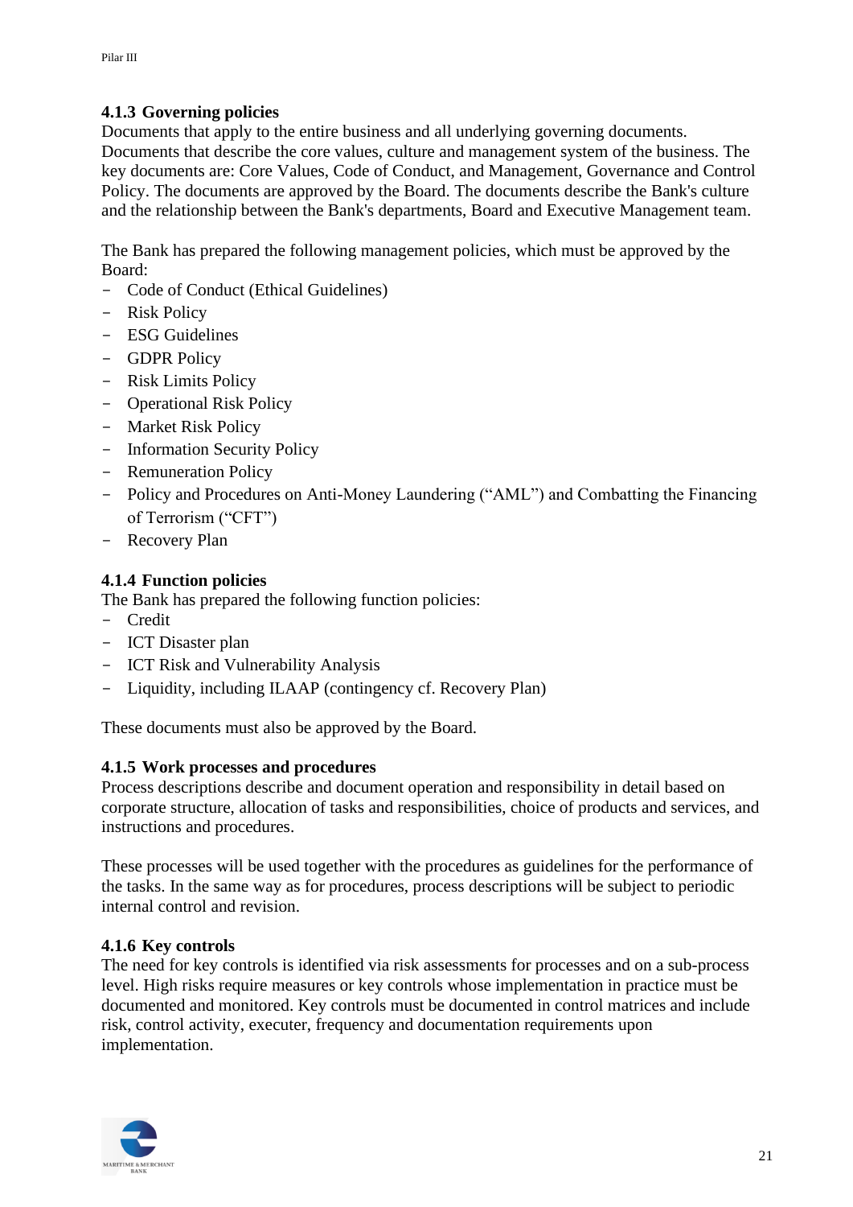### 4.1.3 Governing policies

Documents that apply to the entire business and all underlying governing documents. Documents that describe the core values, culture and management system of the business. The key documents are: Core Values, Code of Conduct, and Management, Governance and Control Policy. The documents are approved by the Board. The documents describe the Bank's culture and the relationship between the Bank's departments, Board and Executive Management team.

The Bank has prepared the following management policies, which must be approved by the Board:

- Code of Conduct (Ethical Guidelines)
- Risk Policy
- ESG Guidelines
- GDPR Policy
- Risk Limits Policy
- Operational Risk Policy
- Market Risk Policy
- Information Security Policy
- Remuneration Policy
- Policy and Procedures on Anti-Money Laundering ("AML") and Combatting the Financing of Terrorism ("CFT")
- Recovery Plan

### 4.1.4 Function policies

The Bank has prepared the following function policies:

- Credit
- ICT Disaster plan
- ICT Risk and Vulnerability Analysis
- Liquidity, including ILAAP (contingency cf. Recovery Plan)

These documents must also be approved by the Board.

### 4.1.5 Work processes and procedures

Process descriptions describe and document operation and responsibility in detail based on corporate structure, allocation of tasks and responsibilities, choice of products and services, and instructions and procedures.

These processes will be used together with the procedures as guidelines for the performance of the tasks. In the same way as for procedures, process descriptions will be subject to periodic internal control and revision.

### 4.1.6 Key controls

The need for key controls is identified via risk assessments for processes and on a sub-process level. High risks require measures or key controls whose implementation in practice must be documented and monitored. Key controls must be documented in control matrices and include risk, control activity, executer, frequency and documentation requirements upon implementation.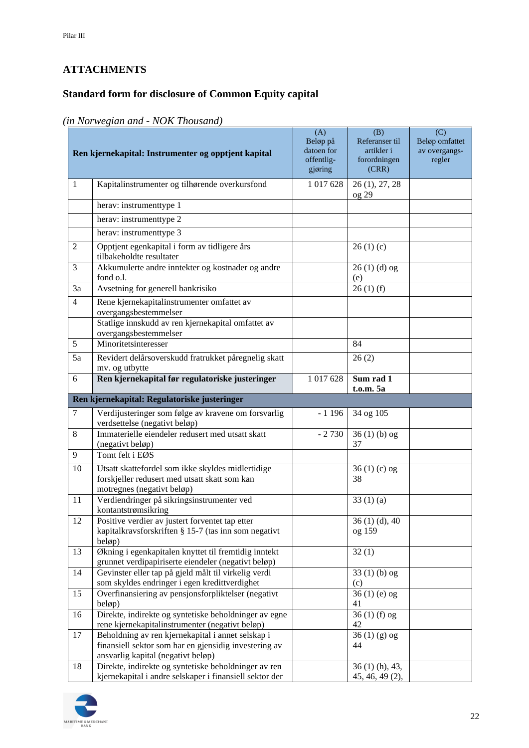## ATTACHMENTS

## Standard form for disclosure of Common Equity capital

*(in Norwegian and - NOK Thousand)*

| | **Ren kjernekapital: Instrumenter og opptjent kapital** | (A) Beløp på datoen for offentlig-gjøring | (B) Referanser til artikler i forordningen (CRR) | (C) Beløp omfattet av overgangs-regler |
|---|---|---|---|---|
| 1 | Kapitalinstrumenter og tilhørende overkursfond | 1 017 628 | 26 (1), 27, 28 og 29 | |
| | herav: instrumenttype 1 | | | |
| | herav: instrumenttype 2 | | | |
| | herav: instrumenttype 3 | | | |
| 2 | Opptjent egenkapital i form av tidligere års tilbakeholdte resultater | | 26 (1) (c) | |
| 3 | Akkumulerte andre inntekter og kostnader og andre fond o.l. | | 26 (1) (d) og (e) | |
| 3a | Avsetning for generell bankrisiko | | 26 (1) (f) | |
| 4 | Rene kjernekapitalinstrumenter omfattet av overgangsbestemmelser | | | |
| | Statlige innskudd av ren kjernekapital omfattet av overgangsbestemmelser | | | |
| 5 | Minoritetsinteresser | | 84 | |
| 5a | Revidert delårsoverskudd fratrukket påregnelig skatt mv. og utbytte | | 26 (2) | |
| 6 | **Ren kjernekapital før regulatoriske justeringer** | 1 017 628 | **Sum rad 1 t.o.m. 5a** | |
| | **Ren kjernekapital: Regulatoriske justeringer** | | | |
| 7 | Verdijusteringer som følge av kravene om forsvarlig verdsettelse (negativt beløp) | - 1 196 | 34 og 105 | |
| 8 | Immaterielle eiendeler redusert med utsatt skatt (negativt beløp) | - 2 730 | 36 (1) (b) og 37 | |
| 9 | Tomt felt i EØS | | | |
| 10 | Utsatt skattefordel som ikke skyldes midlertidige forskjeller redusert med utsatt skatt som kan motregnes (negativt beløp) | | 36 (1) (c) og 38 | |
| 11 | Verdiendringer på sikringsinstrumenter ved kontantstrømsikring | | 33 (1) (a) | |
| 12 | Positive verdier av justert forventet tap etter kapitalkravsforskriften § 15-7 (tas inn som negativt beløp) | | 36 (1) (d), 40 og 159 | |
| 13 | Økning i egenkapitalen knyttet til fremtidig inntekt grunnet verdipapiriserte eiendeler (negativt beløp) | | 32 (1) | |
| 14 | Gevinster eller tap på gjeld målt til virkelig verdi som skyldes endringer i egen kredittverdighet | | 33 (1) (b) og (c) | |
| 15 | Overfinansiering av pensjonsforpliktelser (negativt beløp) | | 36 (1) (e) og 41 | |
| 16 | Direkte, indirekte og syntetiske beholdninger av egne rene kjernekapitalinstrumenter (negativt beløp) | | 36 (1) (f) og 42 | |
| 17 | Beholdning av ren kjernekapital i annet selskap i finansiell sektor som har en gjensidig investering av ansvarlig kapital (negativt beløp) | | 36 (1) (g) og 44 | |
| 18 | Direkte, indirekte og syntetiske beholdninger av ren kjernekapital i andre selskaper i finansiell sektor der | | 36 (1) (h), 43, 45, 46, 49 (2), | |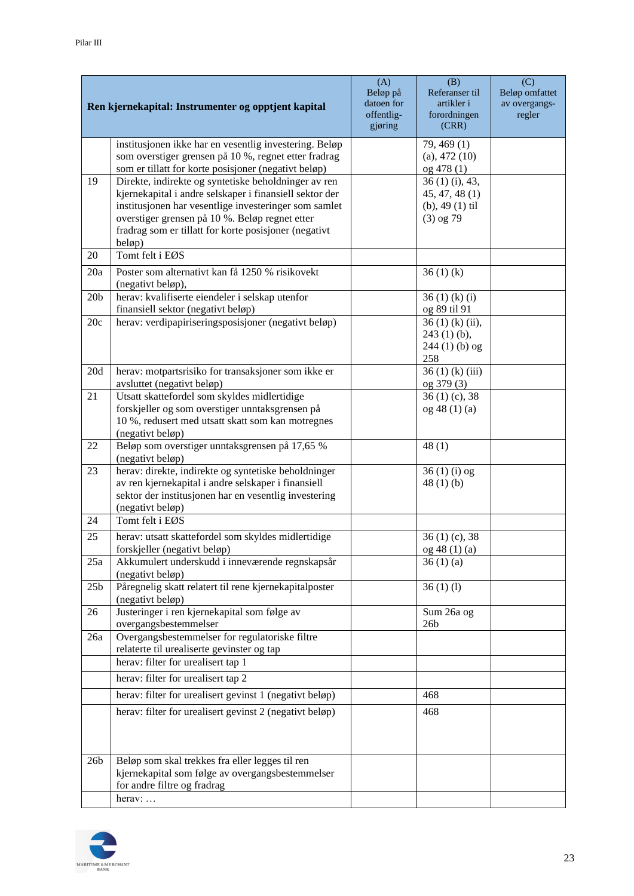| | Ren kjernekapital: Instrumenter og opptjent kapital | (A) Beløp på datoen for offentlig-gjøring | (B) Referanser til artikler i forordningen (CRR) | (C) Beløp omfattet av overgangs-regler |
|---|---|---|---|---|
| | institusjonen ikke har en vesentlig investering. Beløp som overstiger grensen på 10 %, regnet etter fradrag som er tillatt for korte posisjoner (negativt beløp) | | 79, 469 (1) (a), 472 (10) og 478 (1) | |
| 19 | Direkte, indirekte og syntetiske beholdninger av ren kjernekapital i andre selskaper i finansiell sektor der institusjonen har vesentlige investeringer som samlet overstiger grensen på 10 %. Beløp regnet etter fradrag som er tillatt for korte posisjoner (negativt beløp) | | 36 (1) (i), 43, 45, 47, 48 (1) (b), 49 (1) til (3) og 79 | |
| 20 | Tomt felt i EØS | | | |
| 20a | Poster som alternativt kan få 1250 % risikovekt (negativt beløp), | | 36 (1) (k) | |
| 20b | herav: kvalifiserte eiendeler i selskap utenfor finansiell sektor (negativt beløp) | | 36 (1) (k) (i) og 89 til 91 | |
| 20c | herav: verdipapiriseringsposisjoner (negativt beløp) | | 36 (1) (k) (ii), 243 (1) (b), 244 (1) (b) og 258 | |
| 20d | herav: motpartsrisiko for transaksjoner som ikke er avsluttet (negativt beløp) | | 36 (1) (k) (iii) og 379 (3) | |
| 21 | Utsatt skattefordel som skyldes midlertidige forskjeller og som overstiger unntaksgrensen på 10 %, redusert med utsatt skatt som kan motregnes (negativt beløp) | | 36 (1) (c), 38 og 48 (1) (a) | |
| 22 | Beløp som overstiger unntaksgrensen på 17,65 % (negativt beløp) | | 48 (1) | |
| 23 | herav: direkte, indirekte og syntetiske beholdninger av ren kjernekapital i andre selskaper i finansiell sektor der institusjonen har en vesentlig investering (negativt beløp) | | 36 (1) (i) og 48 (1) (b) | |
| 24 | Tomt felt i EØS | | | |
| 25 | herav: utsatt skattefordel som skyldes midlertidige forskjeller (negativt beløp) | | 36 (1) (c), 38 og 48 (1) (a) | |
| 25a | Akkumulert underskudd i inneværende regnskapsår (negativt beløp) | | 36 (1) (a) | |
| 25b | Påregnelig skatt relatert til rene kjernekapitalposter (negativt beløp) | | 36 (1) (l) | |
| 26 | Justeringer i ren kjernekapital som følge av overgangsbestemmelser | | Sum 26a og 26b | |
| 26a | Overgangsbestemmelser for regulatoriske filtre relaterte til urealiserte gevinster og tap | | | |
| | herav: filter for urealisert tap 1 | | | |
| | herav: filter for urealisert tap 2 | | | |
| | herav: filter for urealisert gevinst 1 (negativt beløp) | | 468 | |
| | herav: filter for urealisert gevinst 2 (negativt beløp) | | 468 | |
| 26b | Beløp som skal trekkes fra eller legges til ren kjernekapital som følge av overgangsbestemmelser for andre filtre og fradrag | | | |
| | herav: … | | | |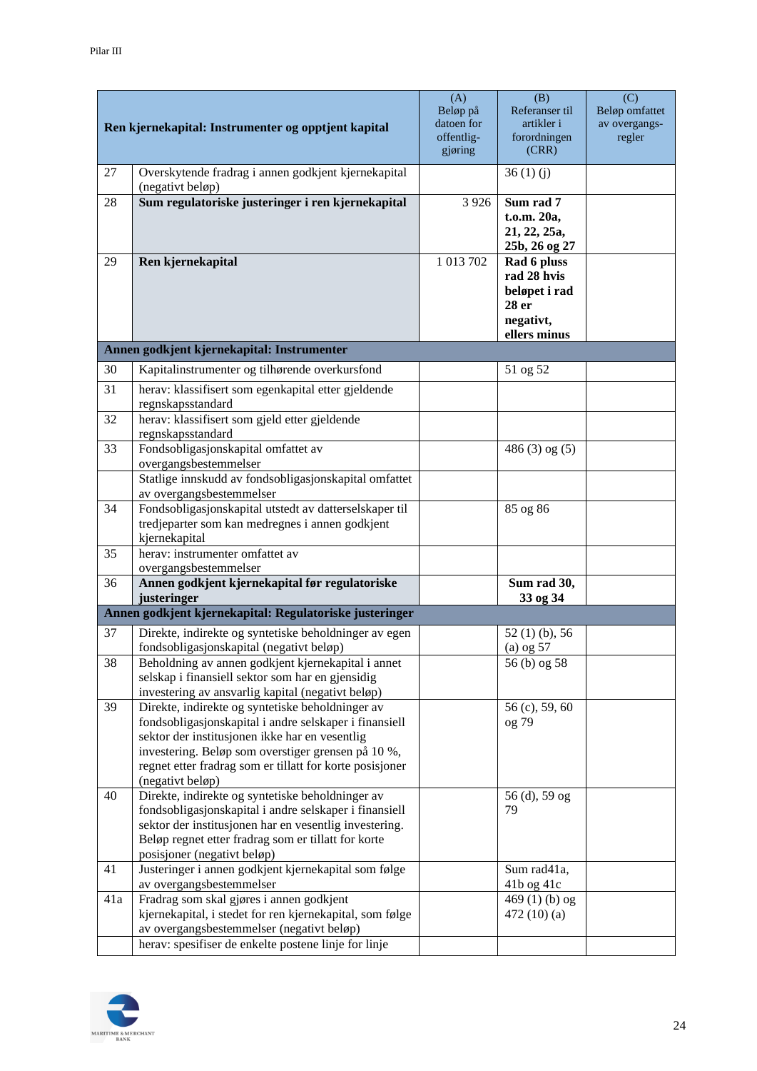| | Ren kjernekapital: Instrumenter og opptjent kapital | (A) Beløp på datoen for offentlig-gjøring | (B) Referanser til artikler i forordningen (CRR) | (C) Beløp omfattet av overgangs-regler |
|---|---|---|---|---|
| 27 | Overskytende fradrag i annen godkjent kjernekapital (negativt beløp) | | 36 (1) (j) | |
| 28 | **Sum regulatoriske justeringer i ren kjernekapital** | 3 926 | **Sum rad 7 t.o.m. 20a, 21, 22, 25a, 25b, 26 og 27** | |
| 29 | **Ren kjernekapital** | 1 013 702 | **Rad 6 pluss rad 28 hvis beløpet i rad 28 er negativt, ellers minus** | |
| | **Annen godkjent kjernekapital: Instrumenter** | | | |
| 30 | Kapitalinstrumenter og tilhørende overkursfond | | 51 og 52 | |
| 31 | herav: klassifisert som egenkapital etter gjeldende regnskapsstandard | | | |
| 32 | herav: klassifisert som gjeld etter gjeldende regnskapsstandard | | | |
| 33 | Fondsobligasjonskapital omfattet av overgangsbestemmelser | | 486 (3) og (5) | |
| | Statlige innskudd av fondsobligasjonskapital omfattet av overgangsbestemmelser | | | |
| 34 | Fondsobligasjonskapital utstedt av datterselskaper til tredjeparter som kan medregnes i annen godkjent kjernekapital | | 85 og 86 | |
| 35 | herav: instrumenter omfattet av overgangsbestemmelser | | | |
| 36 | **Annen godkjent kjernekapital før regulatoriske justeringer** | | **Sum rad 30, 33 og 34** | |
| | **Annen godkjent kjernekapital: Regulatoriske justeringer** | | | |
| 37 | Direkte, indirekte og syntetiske beholdninger av egen fondsobligasjonskapital (negativt beløp) | | 52 (1) (b), 56 (a) og 57 | |
| 38 | Beholdning av annen godkjent kjernekapital i annet selskap i finansiell sektor som har en gjensidig investering av ansvarlig kapital (negativt beløp) | | 56 (b) og 58 | |
| 39 | Direkte, indirekte og syntetiske beholdninger av fondsobligasjonskapital i andre selskaper i finansiell sektor der institusjonen ikke har en vesentlig investering. Beløp som overstiger grensen på 10 %, regnet etter fradrag som er tillatt for korte posisjoner (negativt beløp) | | 56 (c), 59, 60 og 79 | |
| 40 | Direkte, indirekte og syntetiske beholdninger av fondsobligasjonskapital i andre selskaper i finansiell sektor der institusjonen har en vesentlig investering. Beløp regnet etter fradrag som er tillatt for korte posisjoner (negativt beløp) | | 56 (d), 59 og 79 | |
| 41 | Justeringer i annen godkjent kjernekapital som følge av overgangsbestemmelser | | Sum rad41a, 41b og 41c | |
| 41a | Fradrag som skal gjøres i annen godkjent kjernekapital, i stedet for ren kjernekapital, som følge av overgangsbestemmelser (negativt beløp) | | 469 (1) (b) og 472 (10) (a) | |
| | herav: spesifiser de enkelte postene linje for linje | | | |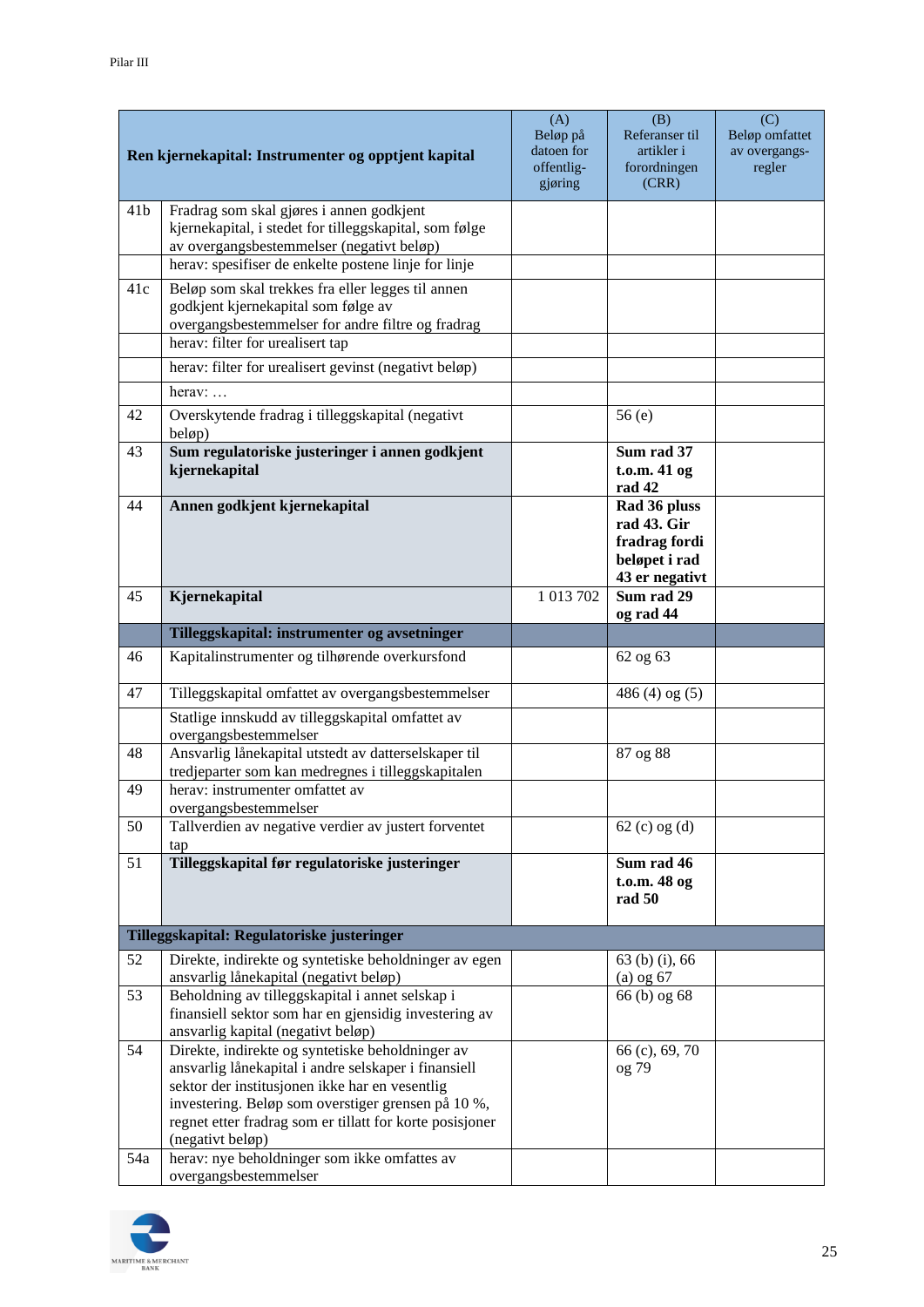| | Ren kjernekapital: Instrumenter og opptjent kapital | (A) Beløp på datoen for offentlig-gjøring | (B) Referanser til artikler i forordningen (CRR) | (C) Beløp omfattet av overgangs-regler |
|---|---|---|---|---|
| 41b | Fradrag som skal gjøres i annen godkjent kjernekapital, i stedet for tilleggskapital, som følge av overgangsbestemmelser (negativt beløp) | | | |
| | herav: spesifiser de enkelte postene linje for linje | | | |
| 41c | Beløp som skal trekkes fra eller legges til annen godkjent kjernekapital som følge av overgangsbestemmelser for andre filtre og fradrag | | | |
| | herav: filter for urealisert tap | | | |
| | herav: filter for urealisert gevinst (negativt beløp) | | | |
| | herav: … | | | |
| 42 | Overskytende fradrag i tilleggskapital (negativt beløp) | | 56 (e) | |
| 43 | **Sum regulatoriske justeringer i annen godkjent kjernekapital** | | **Sum rad 37 t.o.m. 41 og rad 42** | |
| 44 | **Annen godkjent kjernekapital** | | **Rad 36 pluss rad 43. Gir fradrag fordi beløpet i rad 43 er negativt** | |
| 45 | **Kjernekapital** | 1 013 702 | **Sum rad 29 og rad 44** | |
| | **Tilleggskapital: instrumenter og avsetninger** | | | |
| 46 | Kapitalinstrumenter og tilhørende overkursfond | | 62 og 63 | |
| 47 | Tilleggskapital omfattet av overgangsbestemmelser | | 486 (4) og (5) | |
| | Statlige innskudd av tilleggskapital omfattet av overgangsbestemmelser | | | |
| 48 | Ansvarlig lånekapital utstedt av datterselskaper til tredjeparter som kan medregnes i tilleggskapitalen | | 87 og 88 | |
| 49 | herav: instrumenter omfattet av overgangsbestemmelser | | | |
| 50 | Tallverdien av negative verdier av justert forventet tap | | 62 (c) og (d) | |
| 51 | **Tilleggskapital før regulatoriske justeringer** | | **Sum rad 46 t.o.m. 48 og rad 50** | |
| **Tilleggskapital: Regulatoriske justeringer** | | | | |
| 52 | Direkte, indirekte og syntetiske beholdninger av egen ansvarlig lånekapital (negativt beløp) | | 63 (b) (i), 66 (a) og 67 | |
| 53 | Beholdning av tilleggskapital i annet selskap i finansiell sektor som har en gjensidig investering av ansvarlig kapital (negativt beløp) | | 66 (b) og 68 | |
| 54 | Direkte, indirekte og syntetiske beholdninger av ansvarlig lånekapital i andre selskaper i finansiell sektor der institusjonen ikke har en vesentlig investering. Beløp som overstiger grensen på 10 %, regnet etter fradrag som er tillatt for korte posisjoner (negativt beløp) | | 66 (c), 69, 70 og 79 | |
| 54a | herav: nye beholdninger som ikke omfattes av overgangsbestemmelser | | | |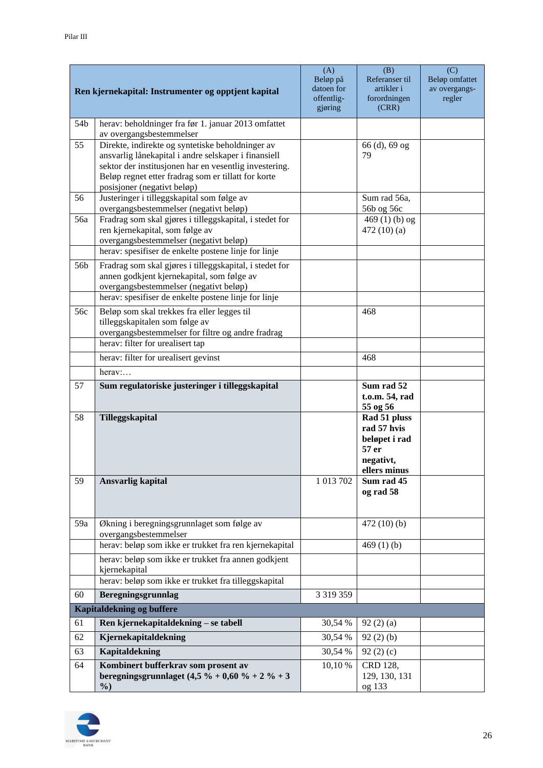| | Ren kjernekapital: Instrumenter og opptjent kapital | (A) Beløp på datoen for offentlig-gjøring | (B) Referanser til artikler i forordningen (CRR) | (C) Beløp omfattet av overgangs-regler |
|---|---|---|---|---|
| 54b | herav: beholdninger fra før 1. januar 2013 omfattet av overgangsbestemmelser | | | |
| 55 | Direkte, indirekte og syntetiske beholdninger av ansvarlig lånekapital i andre selskaper i finansiell sektor der institusjonen har en vesentlig investering. Beløp regnet etter fradrag som er tillatt for korte posisjoner (negativt beløp) | | 66 (d), 69 og 79 | |
| 56 | Justeringer i tilleggskapital som følge av overgangsbestemmelser (negativt beløp) | | Sum rad 56a, 56b og 56c | |
| 56a | Fradrag som skal gjøres i tilleggskapital, i stedet for ren kjernekapital, som følge av overgangsbestemmelser (negativt beløp) | | 469 (1) (b) og 472 (10) (a) | |
| | herav: spesifiser de enkelte postene linje for linje | | | |
| 56b | Fradrag som skal gjøres i tilleggskapital, i stedet for annen godkjent kjernekapital, som følge av overgangsbestemmelser (negativt beløp) | | | |
| | herav: spesifiser de enkelte postene linje for linje | | | |
| 56c | Beløp som skal trekkes fra eller legges til tilleggskapitalen som følge av overgangsbestemmelser for filtre og andre fradrag | | 468 | |
| | herav: filter for urealisert tap | | | |
| | herav: filter for urealisert gevinst | | 468 | |
| | herav:… | | | |
| 57 | **Sum regulatoriske justeringer i tilleggskapital** | | **Sum rad 52 t.o.m. 54, rad 55 og 56** | |
| 58 | **Tilleggskapital** | | **Rad 51 pluss rad 57 hvis beløpet i rad 57 er negativt, ellers minus** | |
| 59 | **Ansvarlig kapital** | 1 013 702 | **Sum rad 45 og rad 58** | |
| 59a | Økning i beregningsgrunnlaget som følge av overgangsbestemmelser | | 472 (10) (b) | |
| | herav: beløp som ikke er trukket fra ren kjernekapital | | 469 (1) (b) | |
| | herav: beløp som ikke er trukket fra annen godkjent kjernekapital | | | |
| | herav: beløp som ikke er trukket fra tilleggskapital | | | |
| 60 | **Beregningsgrunnlag** | 3 319 359 | | |
| | **Kapitaldekning og buffere** | | | |
| 61 | **Ren kjernekapitaldekning – se tabell** | 30,54 % | 92 (2) (a) | |
| 62 | **Kjernekapitaldekning** | 30,54 % | 92 (2) (b) | |
| 63 | **Kapitaldekning** | 30,54 % | 92 (2) (c) | |
| 64 | **Kombinert bufferkrav som prosent av beregningsgrunnlaget (4,5 % + 0,60 % + 2 % + 3 %)** | 10,10 % | CRD 128, 129, 130, 131 og 133 | |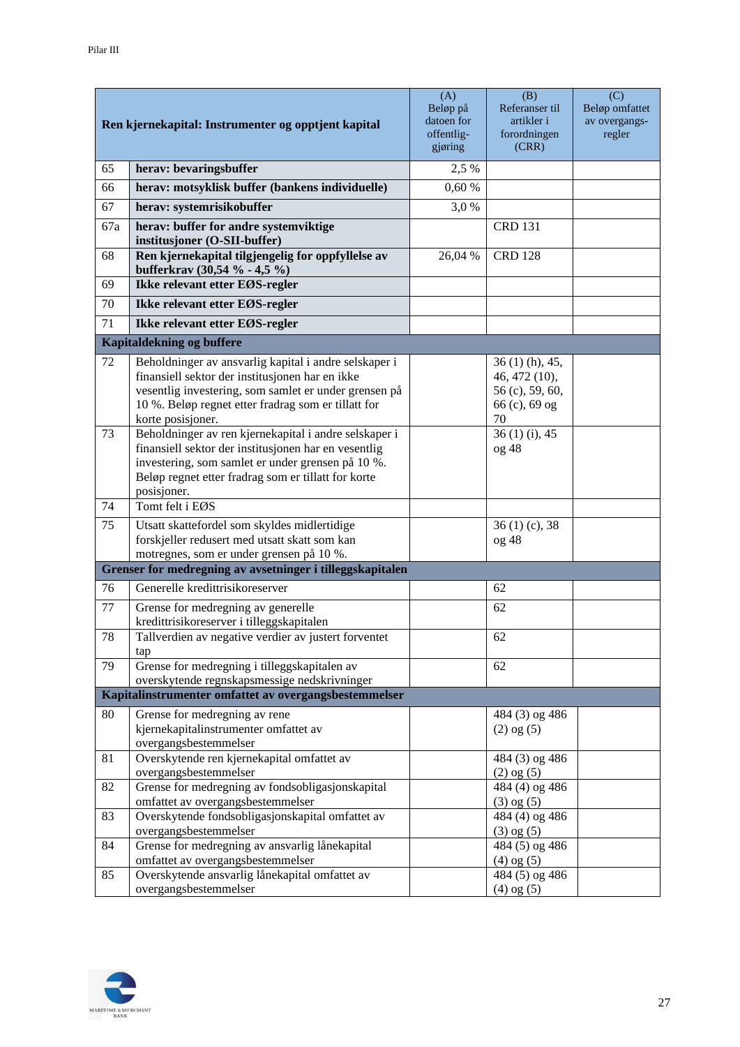| | Ren kjernekapital: Instrumenter og opptjent kapital | (A) Beløp på datoen for offentlig-gjøring | (B) Referanser til artikler i forordningen (CRR) | (C) Beløp omfattet av overgangs-regler |
|---|---|---|---|---|
| 65 | **herav: bevaringsbuffer** | 2,5 % | | |
| 66 | **herav: motsyklisk buffer (bankens individuelle)** | 0,60 % | | |
| 67 | **herav: systemrisikobuffer** | 3,0 % | | |
| 67a | **herav: buffer for andre systemviktige institusjoner (O-SII-buffer)** | | CRD 131 | |
| 68 | **Ren kjernekapital tilgjengelig for oppfyllelse av bufferkrav (30,54 % - 4,5 %)** | 26,04 % | CRD 128 | |
| 69 | **Ikke relevant etter EØS-regler** | | | |
| 70 | **Ikke relevant etter EØS-regler** | | | |
| 71 | **Ikke relevant etter EØS-regler** | | | |
| **Kapitaldekning og buffere** | | | | |
| 72 | Beholdninger av ansvarlig kapital i andre selskaper i finansiell sektor der institusjonen har en ikke vesentlig investering, som samlet er under grensen på 10 %. Beløp regnet etter fradrag som er tillatt for korte posisjoner. | | 36 (1) (h), 45, 46, 472 (10), 56 (c), 59, 60, 66 (c), 69 og 70 | |
| 73 | Beholdninger av ren kjernekapital i andre selskaper i finansiell sektor der institusjonen har en vesentlig investering, som samlet er under grensen på 10 %. Beløp regnet etter fradrag som er tillatt for korte posisjoner. | | 36 (1) (i), 45 og 48 | |
| 74 | Tomt felt i EØS | | | |
| 75 | Utsatt skattefordel som skyldes midlertidige forskjeller redusert med utsatt skatt som kan motregnes, som er under grensen på 10 %. | | 36 (1) (c), 38 og 48 | |
| **Grenser for medregning av avsetninger i tilleggskapitalen** | | | | |
| 76 | Generelle kredittrisikoreserver | | 62 | |
| 77 | Grense for medregning av generelle kredittrisikoreserver i tilleggskapitalen | | 62 | |
| 78 | Tallverdien av negative verdier av justert forventet tap | | 62 | |
| 79 | Grense for medregning i tilleggskapitalen av overskytende regnskapsmessige nedskrivninger | | 62 | |
| **Kapitalinstrumenter omfattet av overgangsbestemmelser** | | | | |
| 80 | Grense for medregning av rene kjernekapitalinstrumenter omfattet av overgangsbestemmelser | | 484 (3) og 486 (2) og (5) | |
| 81 | Overskytende ren kjernekapital omfattet av overgangsbestemmelser | | 484 (3) og 486 (2) og (5) | |
| 82 | Grense for medregning av fondsobligasjonskapital omfattet av overgangsbestemmelser | | 484 (4) og 486 (3) og (5) | |
| 83 | Overskytende fondsobligasjonskapital omfattet av overgangsbestemmelser | | 484 (4) og 486 (3) og (5) | |
| 84 | Grense for medregning av ansvarlig lånekapital omfattet av overgangsbestemmelser | | 484 (5) og 486 (4) og (5) | |
| 85 | Overskytende ansvarlig lånekapital omfattet av overgangsbestemmelser | | 484 (5) og 486 (4) og (5) | |